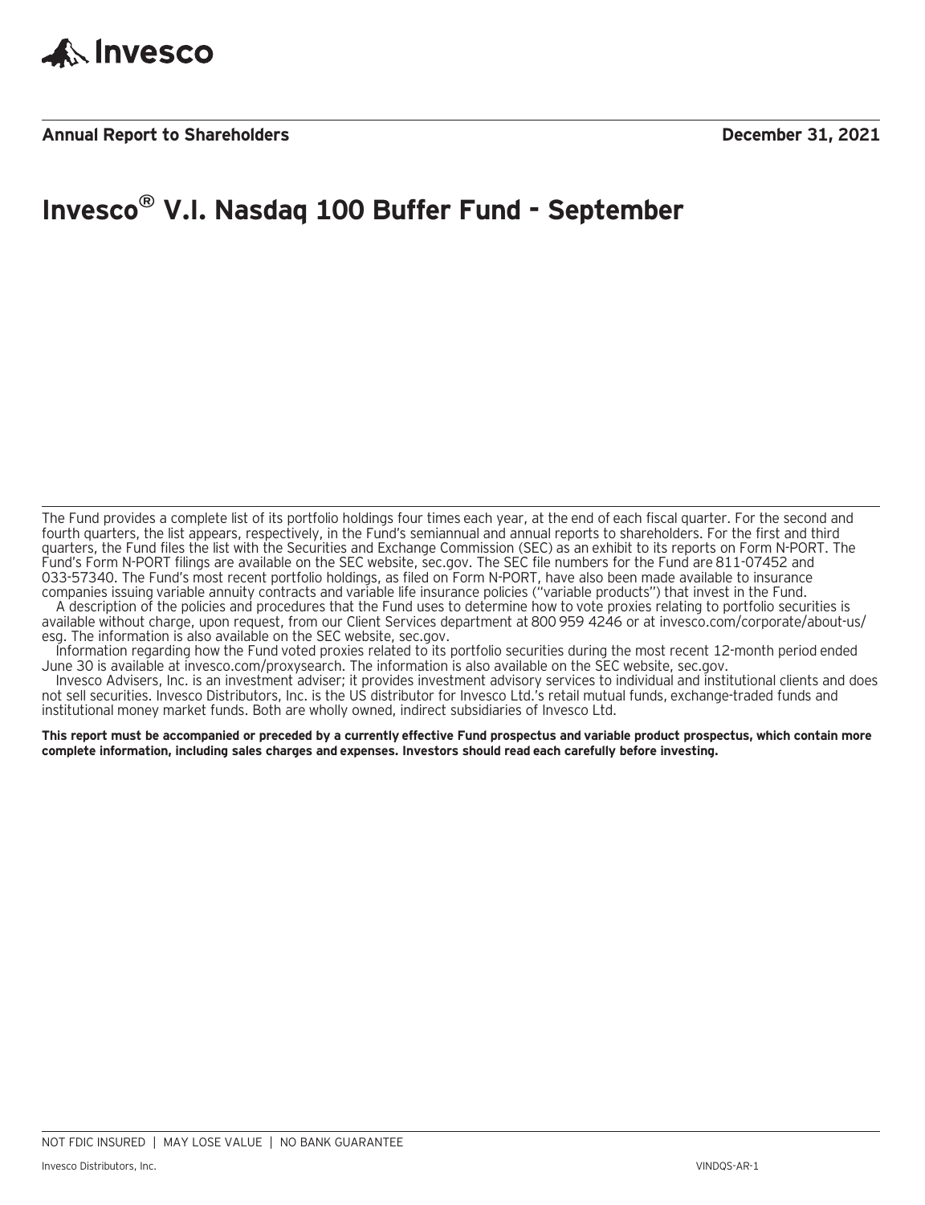Invesco

**Annual Report to Shareholders** **December 31, 2021**

# Invesco® V.I. Nasdaq 100 Buffer Fund - September

The Fund provides a complete list of its portfolio holdings four times each year, at the end of each fiscal quarter. For the second and fourth quarters, the list appears, respectively, in the Fund's semiannual and annual reports to shareholders. For the first and third quarters, the Fund files the list with the Securities and Exchange Commission (SEC) as an exhibit to its reports on Form N-PORT. The Fund's Form N-PORT filings are available on the SEC website, sec.gov. The SEC file numbers for the Fund are 811-07452 and 033-57340. The Fund's most recent portfolio holdings, as filed on Form N-PORT, have also been made available to insurance companies issuing variable annuity contracts and variable life insurance policies ("variable products") that invest in the Fund.

A description of the policies and procedures that the Fund uses to determine how to vote proxies relating to portfolio securities is available without charge, upon request, from our Client Services department at 800 959 4246 or at invesco.com/corporate/about-us/esg. The information is also available on the SEC website, sec.gov.

Information regarding how the Fund voted proxies related to its portfolio securities during the most recent 12-month period ended June 30 is available at invesco.com/proxysearch. The information is also available on the SEC website, sec.gov.

Invesco Advisers, Inc. is an investment adviser; it provides investment advisory services to individual and institutional clients and does not sell securities. Invesco Distributors, Inc. is the US distributor for Invesco Ltd.'s retail mutual funds, exchange-traded funds and institutional money market funds. Both are wholly owned, indirect subsidiaries of Invesco Ltd.

**This report must be accompanied or preceded by a currently effective Fund prospectus and variable product prospectus, which contain more complete information, including sales charges and expenses. Investors should read each carefully before investing.**

NOT FDIC INSURED | MAY LOSE VALUE | NO BANK GUARANTEE

Invesco Distributors, Inc. VINDQS-AR-1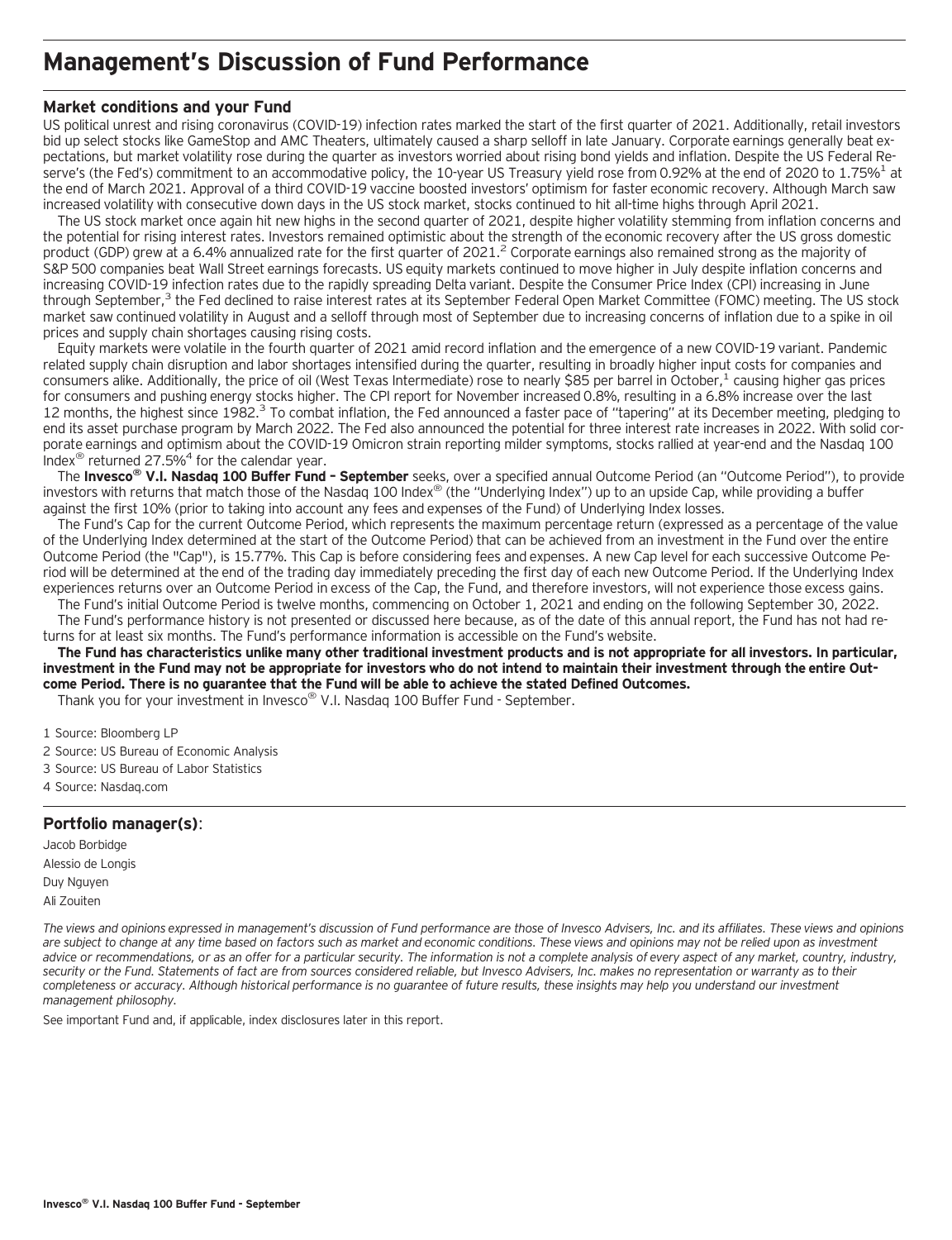# Management's Discussion of Fund Performance

## Market conditions and your Fund

US political unrest and rising coronavirus (COVID-19) infection rates marked the start of the first quarter of 2021. Additionally, retail investors bid up select stocks like GameStop and AMC Theaters, ultimately caused a sharp selloff in late January. Corporate earnings generally beat expectations, but market volatility rose during the quarter as investors worried about rising bond yields and inflation. Despite the US Federal Reserve's (the Fed's) commitment to an accommodative policy, the 10-year US Treasury yield rose from 0.92% at the end of 2020 to 1.75%[1] at the end of March 2021. Approval of a third COVID-19 vaccine boosted investors' optimism for faster economic recovery. Although March saw increased volatility with consecutive down days in the US stock market, stocks continued to hit all-time highs through April 2021.

The US stock market once again hit new highs in the second quarter of 2021, despite higher volatility stemming from inflation concerns and the potential for rising interest rates. Investors remained optimistic about the strength of the economic recovery after the US gross domestic product (GDP) grew at a 6.4% annualized rate for the first quarter of 2021.[2] Corporate earnings also remained strong as the majority of S&P 500 companies beat Wall Street earnings forecasts. US equity markets continued to move higher in July despite inflation concerns and increasing COVID-19 infection rates due to the rapidly spreading Delta variant. Despite the Consumer Price Index (CPI) increasing in June through September,[3] the Fed declined to raise interest rates at its September Federal Open Market Committee (FOMC) meeting. The US stock market saw continued volatility in August and a selloff through most of September due to increasing concerns of inflation due to a spike in oil prices and supply chain shortages causing rising costs.

Equity markets were volatile in the fourth quarter of 2021 amid record inflation and the emergence of a new COVID-19 variant. Pandemic related supply chain disruption and labor shortages intensified during the quarter, resulting in broadly higher input costs for companies and consumers alike. Additionally, the price of oil (West Texas Intermediate) rose to nearly $85 per barrel in October,[1] causing higher gas prices for consumers and pushing energy stocks higher. The CPI report for November increased 0.8%, resulting in a 6.8% increase over the last 12 months, the highest since 1982.[3] To combat inflation, the Fed announced a faster pace of "tapering" at its December meeting, pledging to end its asset purchase program by March 2022. The Fed also announced the potential for three interest rate increases in 2022. With solid corporate earnings and optimism about the COVID-19 Omicron strain reporting milder symptoms, stocks rallied at year-end and the Nasdaq 100 Index® returned 27.5%[4] for the calendar year.

The **Invesco® V.I. Nasdaq 100 Buffer Fund – September** seeks, over a specified annual Outcome Period (an "Outcome Period"), to provide investors with returns that match those of the Nasdaq 100 Index® (the "Underlying Index") up to an upside Cap, while providing a buffer against the first 10% (prior to taking into account any fees and expenses of the Fund) of Underlying Index losses.

The Fund's Cap for the current Outcome Period, which represents the maximum percentage return (expressed as a percentage of the value of the Underlying Index determined at the start of the Outcome Period) that can be achieved from an investment in the Fund over the entire Outcome Period (the "Cap"), is 15.77%. This Cap is before considering fees and expenses. A new Cap level for each successive Outcome Period will be determined at the end of the trading day immediately preceding the first day of each new Outcome Period. If the Underlying Index experiences returns over an Outcome Period in excess of the Cap, the Fund, and therefore investors, will not experience those excess gains.

The Fund's initial Outcome Period is twelve months, commencing on October 1, 2021 and ending on the following September 30, 2022.

The Fund's performance history is not presented or discussed here because, as of the date of this annual report, the Fund has not had returns for at least six months. The Fund's performance information is accessible on the Fund's website.

**The Fund has characteristics unlike many other traditional investment products and is not appropriate for all investors. In particular, investment in the Fund may not be appropriate for investors who do not intend to maintain their investment through the entire Outcome Period. There is no guarantee that the Fund will be able to achieve the stated Defined Outcomes.**

Thank you for your investment in Invesco® V.I. Nasdaq 100 Buffer Fund - September.

1 Source: Bloomberg LP

2 Source: US Bureau of Economic Analysis

3 Source: US Bureau of Labor Statistics

4 Source: Nasdaq.com

## Portfolio manager(s):

Jacob Borbidge

Alessio de Longis

Duy Nguyen

Ali Zouiten

*The views and opinions expressed in management's discussion of Fund performance are those of Invesco Advisers, Inc. and its affiliates. These views and opinions are subject to change at any time based on factors such as market and economic conditions. These views and opinions may not be relied upon as investment advice or recommendations, or as an offer for a particular security. The information is not a complete analysis of every aspect of any market, country, industry, security or the Fund. Statements of fact are from sources considered reliable, but Invesco Advisers, Inc. makes no representation or warranty as to their completeness or accuracy. Although historical performance is no guarantee of future results, these insights may help you understand our investment management philosophy.*

See important Fund and, if applicable, index disclosures later in this report.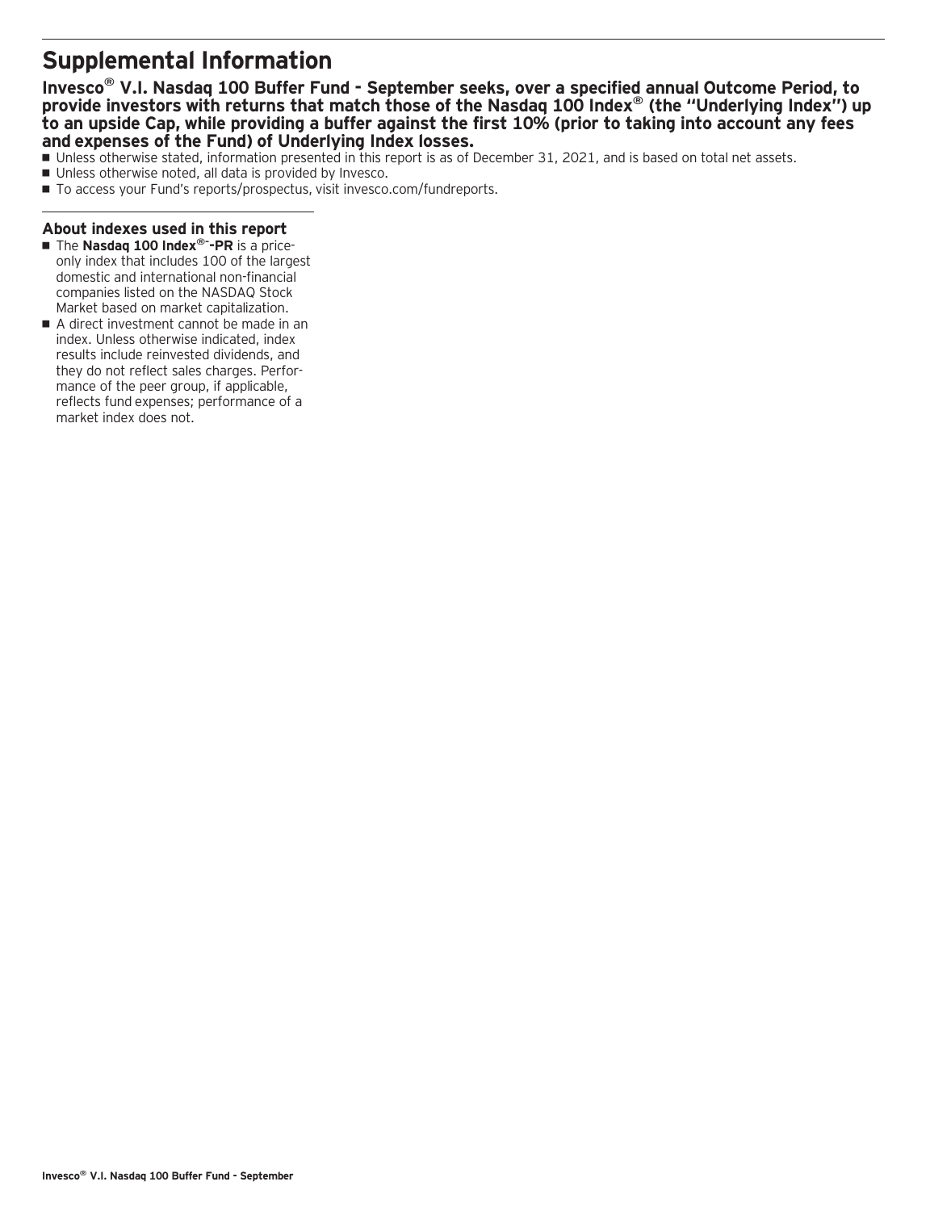# Supplemental Information

**Invesco® V.I. Nasdaq 100 Buffer Fund - September seeks, over a specified annual Outcome Period, to provide investors with returns that match those of the Nasdaq 100 Index® (the "Underlying Index") up to an upside Cap, while providing a buffer against the first 10% (prior to taking into account any fees and expenses of the Fund) of Underlying Index losses.**

- Unless otherwise stated, information presented in this report is as of December 31, 2021, and is based on total net assets.
- Unless otherwise noted, all data is provided by Invesco.
- To access your Fund's reports/prospectus, visit invesco.com/fundreports.

### About indexes used in this report

- The **Nasdaq 100 Index®-PR** is a price-only index that includes 100 of the largest domestic and international non-financial companies listed on the NASDAQ Stock Market based on market capitalization.
- A direct investment cannot be made in an index. Unless otherwise indicated, index results include reinvested dividends, and they do not reflect sales charges. Performance of the peer group, if applicable, reflects fund expenses; performance of a market index does not.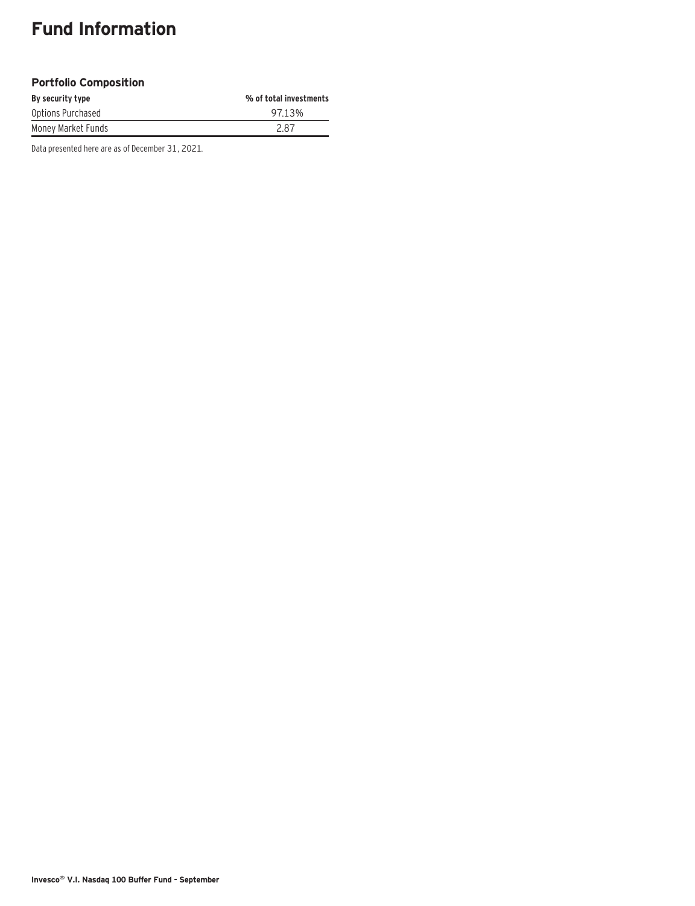# Fund Information

### Portfolio Composition

| By security type | % of total investments |
| --- | --- |
| Options Purchased | 97.13% |
| Money Market Funds | 2.87 |

Data presented here are as of December 31, 2021.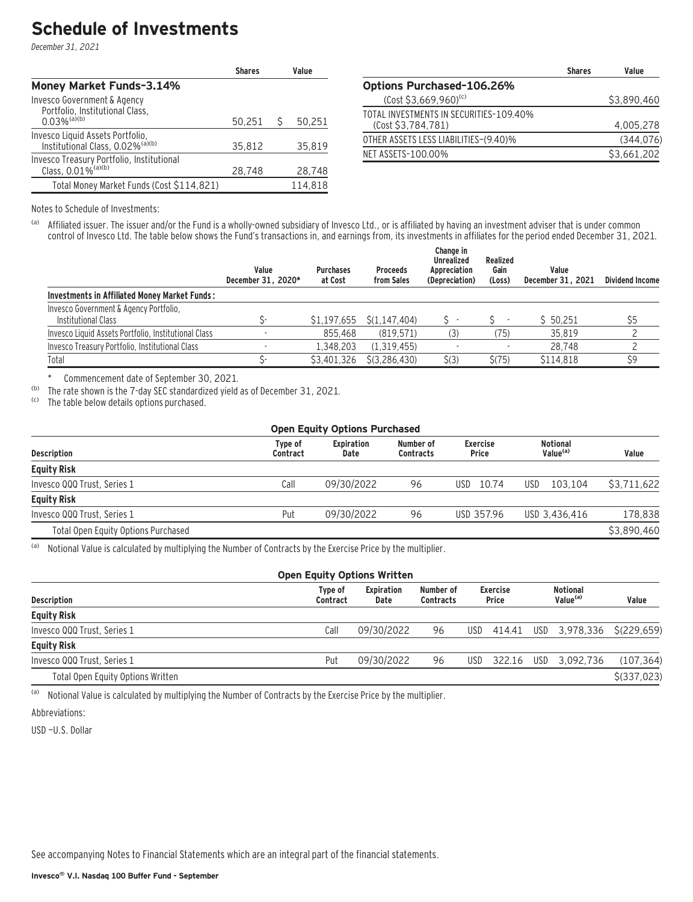# Schedule of Investments

*December 31, 2021*

| | Shares | Value |
|---|---|---|
| **Money Market Funds–3.14%** | | |
| Invesco Government & Agency Portfolio, Institutional Class, 0.03%[(a)(b)] | 50,251 | $ 50,251 |
| Invesco Liquid Assets Portfolio, Institutional Class, 0.02%[(a)(b)] | 35,812 | 35,819 |
| Invesco Treasury Portfolio, Institutional Class, 0.01%[(a)(b)] | 28,748 | 28,748 |
| Total Money Market Funds (Cost $114,821) | | 114,818 |

| | Shares | Value |
|---|---|---|
| **Options Purchased–106.26%** (Cost $3,669,960)[(c)] | | $3,890,460 |
| TOTAL INVESTMENTS IN SECURITIES–109.40% (Cost $3,784,781) | | 4,005,278 |
| OTHER ASSETS LESS LIABILITIES–(9.40)% | | (344,076) |
| NET ASSETS–100.00% | | $3,661,202 |

Notes to Schedule of Investments:

(a) Affiliated issuer. The issuer and/or the Fund is a wholly-owned subsidiary of Invesco Ltd., or is affiliated by having an investment adviser that is under common control of Invesco Ltd. The table below shows the Fund's transactions in, and earnings from, its investments in affiliates for the period ended December 31, 2021.

| | Value December 31, 2020* | Purchases at Cost | Proceeds from Sales | Change in Unrealized Appreciation (Depreciation) | Realized Gain (Loss) | Value December 31, 2021 | Dividend Income |
|---|---|---|---|---|---|---|---|
| **Investments in Affiliated Money Market Funds:** | | | | | | | |
| Invesco Government & Agency Portfolio, Institutional Class | $- | $1,197,655 | $(1,147,404) | $ - | $ - | $ 50,251 | $5 |
| Invesco Liquid Assets Portfolio, Institutional Class | - | 855,468 | (819,571) | (3) | (75) | 35,819 | 2 |
| Invesco Treasury Portfolio, Institutional Class | - | 1,348,203 | (1,319,455) | - | - | 28,748 | 2 |
| Total | $- | $3,401,326 | $(3,286,430) | $(3) | $(75) | $114,818 | $9 |

\* Commencement date of September 30, 2021.

(b) The rate shown is the 7-day SEC standardized yield as of December 31, 2021.

(c) The table below details options purchased.

**Open Equity Options Purchased**

| Description | Type of Contract | Expiration Date | Number of Contracts | Exercise Price | Notional Value[(a)] | Value |
|---|---|---|---|---|---|---|
| **Equity Risk** | | | | | | |
| Invesco QQQ Trust, Series 1 | Call | 09/30/2022 | 96 | USD 10.74 | USD 103,104 | $3,711,622 |
| **Equity Risk** | | | | | | |
| Invesco QQQ Trust, Series 1 | Put | 09/30/2022 | 96 | USD 357.96 | USD 3,436,416 | 178,838 |
| Total Open Equity Options Purchased | | | | | | $3,890,460 |

(a) Notional Value is calculated by multiplying the Number of Contracts by the Exercise Price by the multiplier.

**Open Equity Options Written**

| Description | Type of Contract | Expiration Date | Number of Contracts | Exercise Price | Notional Value[(a)] | Value |
|---|---|---|---|---|---|---|
| **Equity Risk** | | | | | | |
| Invesco QQQ Trust, Series 1 | Call | 09/30/2022 | 96 | USD 414.41 | USD 3,978,336 | $(229,659) |
| **Equity Risk** | | | | | | |
| Invesco QQQ Trust, Series 1 | Put | 09/30/2022 | 96 | USD 322.16 | USD 3,092,736 | (107,364) |
| Total Open Equity Options Written | | | | | | $(337,023) |

(a) Notional Value is calculated by multiplying the Number of Contracts by the Exercise Price by the multiplier.

Abbreviations:

USD –U.S. Dollar

See accompanying Notes to Financial Statements which are an integral part of the financial statements.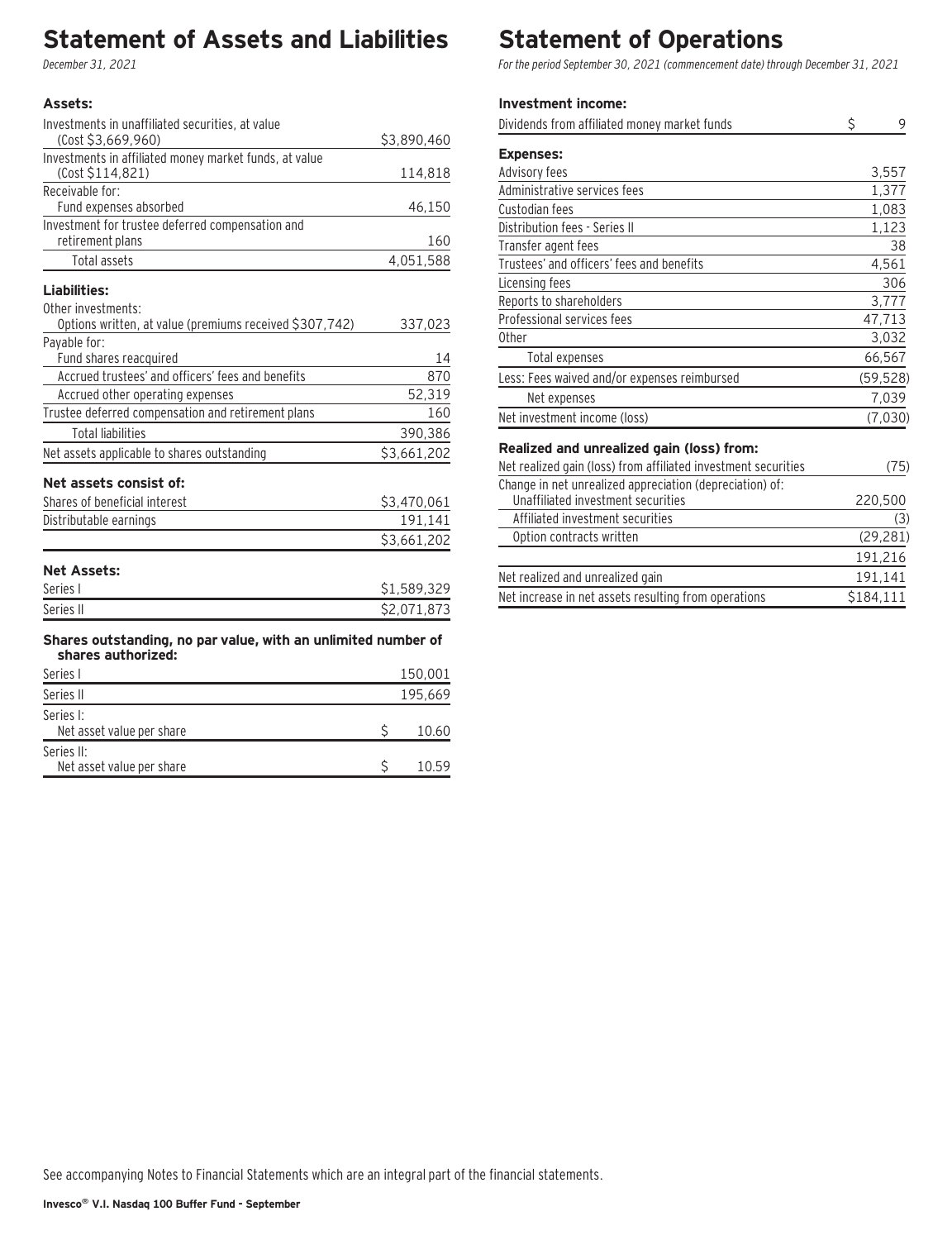# Statement of Assets and Liabilities

*December 31, 2021*

| | |
|---|---|
| **Assets:** | |
| Investments in unaffiliated securities, at value (Cost $3,669,960) | $3,890,460 |
| Investments in affiliated money market funds, at value (Cost $114,821) | 114,818 |
| Receivable for: | |
| Fund expenses absorbed | 46,150 |
| Investment for trustee deferred compensation and retirement plans | 160 |
| Total assets | 4,051,588 |
| **Liabilities:** | |
| Other investments: | |
| Options written, at value (premiums received $307,742) | 337,023 |
| Payable for: | |
| Fund shares reacquired | 14 |
| Accrued trustees' and officers' fees and benefits | 870 |
| Accrued other operating expenses | 52,319 |
| Trustee deferred compensation and retirement plans | 160 |
| Total liabilities | 390,386 |
| Net assets applicable to shares outstanding | $3,661,202 |
| **Net assets consist of:** | |
| Shares of beneficial interest | $3,470,061 |
| Distributable earnings | 191,141 |
| | $3,661,202 |
| **Net Assets:** | |
| Series I | $1,589,329 |
| Series II | $2,071,873 |
| **Shares outstanding, no par value, with an unlimited number of shares authorized:** | |
| Series I | 150,001 |
| Series II | 195,669 |
| Series I: | |
| Net asset value per share | $ 10.60 |
| Series II: | |
| Net asset value per share | $ 10.59 |

# Statement of Operations

*For the period September 30, 2021 (commencement date) through December 31, 2021*

| | |
|---|---|
| **Investment income:** | |
| Dividends from affiliated money market funds | $ 9 |
| **Expenses:** | |
| Advisory fees | 3,557 |
| Administrative services fees | 1,377 |
| Custodian fees | 1,083 |
| Distribution fees - Series II | 1,123 |
| Transfer agent fees | 38 |
| Trustees' and officers' fees and benefits | 4,561 |
| Licensing fees | 306 |
| Reports to shareholders | 3,777 |
| Professional services fees | 47,713 |
| Other | 3,032 |
| Total expenses | 66,567 |
| Less: Fees waived and/or expenses reimbursed | (59,528) |
| Net expenses | 7,039 |
| Net investment income (loss) | (7,030) |
| **Realized and unrealized gain (loss) from:** | |
| Net realized gain (loss) from affiliated investment securities | (75) |
| Change in net unrealized appreciation (depreciation) of: | |
| Unaffiliated investment securities | 220,500 |
| Affiliated investment securities | (3) |
| Option contracts written | (29,281) |
| | 191,216 |
| Net realized and unrealized gain | 191,141 |
| Net increase in net assets resulting from operations | $184,111 |

See accompanying Notes to Financial Statements which are an integral part of the financial statements.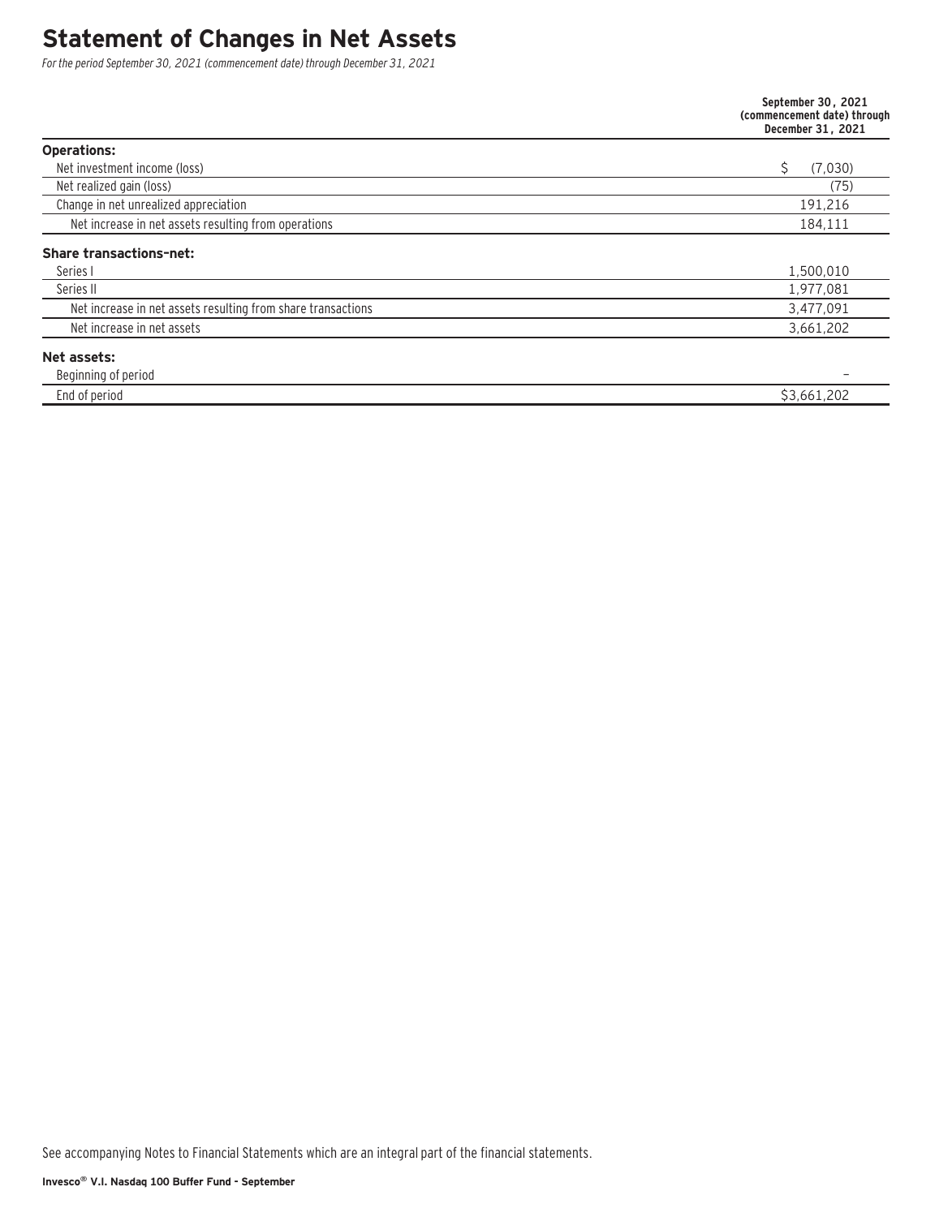# Statement of Changes in Net Assets

*For the period September 30, 2021 (commencement date) through December 31, 2021*

| | September 30, 2021 (commencement date) through December 31, 2021 |
|---|---|
| **Operations:** | |
| Net investment income (loss) | $ (7,030) |
| Net realized gain (loss) | (75) |
| Change in net unrealized appreciation | 191,216 |
| Net increase in net assets resulting from operations | 184,111 |
| **Share transactions–net:** | |
| Series I | 1,500,010 |
| Series II | 1,977,081 |
| Net increase in net assets resulting from share transactions | 3,477,091 |
| Net increase in net assets | 3,661,202 |
| **Net assets:** | |
| Beginning of period | – |
| End of period | $3,661,202 |

See accompanying Notes to Financial Statements which are an integral part of the financial statements.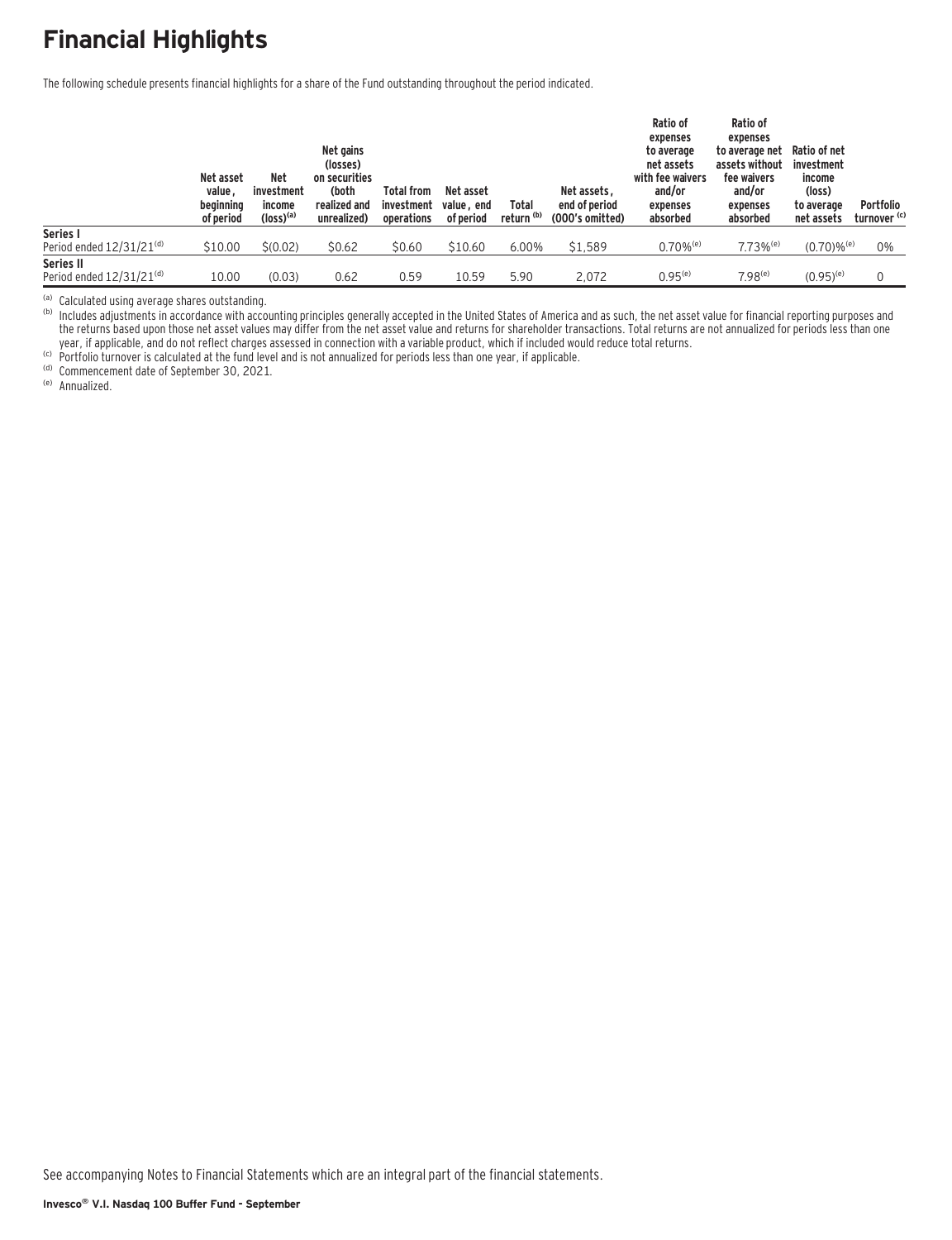# Financial Highlights

The following schedule presents financial highlights for a share of the Fund outstanding throughout the period indicated.

| | Net asset value, beginning of period | Net investment income (loss)[a] | Net gains (losses) on securities (both realized and unrealized) | Total from investment operations | Net asset value, end of period | Total return [b] | Net assets, end of period (000's omitted) | Ratio of expenses to average net assets with fee waivers and/or expenses absorbed | Ratio of expenses to average net assets without fee waivers and/or expenses absorbed | Ratio of net investment income (loss) to average net assets | Portfolio turnover [c] |
|---|---|---|---|---|---|---|---|---|---|---|---|
| **Series I** | | | | | | | | | | | |
| Period ended 12/31/21[d] | $10.00 | $(0.02) | $0.62 | $0.60 | $10.60 | 6.00% | $1,589 | 0.70%[e] | 7.73%[e] | (0.70)%[e] | 0% |
| **Series II** | | | | | | | | | | | |
| Period ended 12/31/21[d] | 10.00 | (0.03) | 0.62 | 0.59 | 10.59 | 5.90 | 2,072 | 0.95[e] | 7.98[e] | (0.95)[e] | 0 |

[a] Calculated using average shares outstanding.

[b] Includes adjustments in accordance with accounting principles generally accepted in the United States of America and as such, the net asset value for financial reporting purposes and the returns based upon those net asset values may differ from the net asset value and returns for shareholder transactions. Total returns are not annualized for periods less than one year, if applicable, and do not reflect charges assessed in connection with a variable product, which if included would reduce total returns.

[c] Portfolio turnover is calculated at the fund level and is not annualized for periods less than one year, if applicable.

[d] Commencement date of September 30, 2021.

[e] Annualized.

See accompanying Notes to Financial Statements which are an integral part of the financial statements.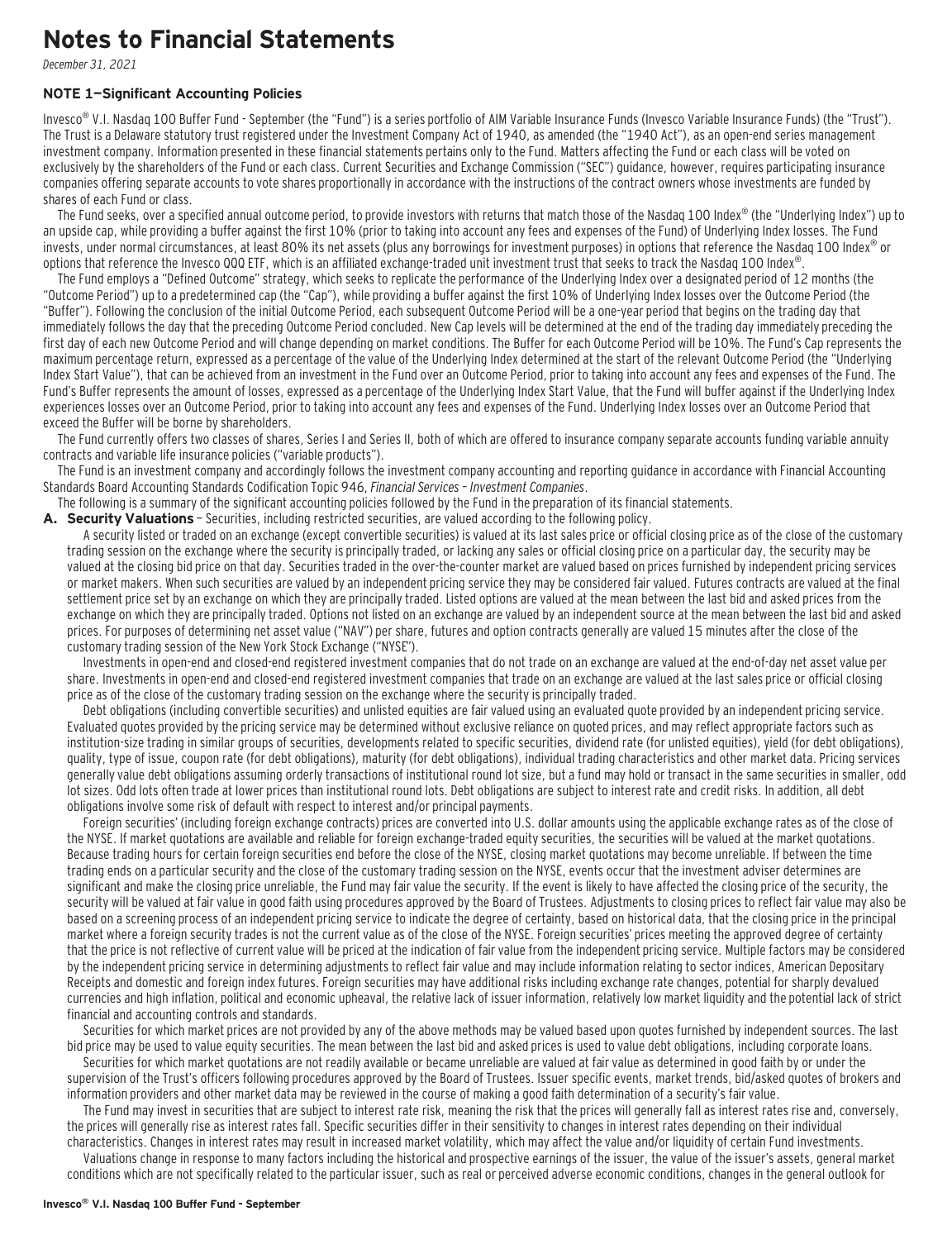# Notes to Financial Statements

*December 31, 2021*

### NOTE 1—Significant Accounting Policies

Invesco® V.I. Nasdaq 100 Buffer Fund - September (the "Fund") is a series portfolio of AIM Variable Insurance Funds (Invesco Variable Insurance Funds) (the "Trust"). The Trust is a Delaware statutory trust registered under the Investment Company Act of 1940, as amended (the "1940 Act"), as an open-end series management investment company. Information presented in these financial statements pertains only to the Fund. Matters affecting the Fund or each class will be voted on exclusively by the shareholders of the Fund or each class. Current Securities and Exchange Commission ("SEC") guidance, however, requires participating insurance companies offering separate accounts to vote shares proportionally in accordance with the instructions of the contract owners whose investments are funded by shares of each Fund or class.

The Fund seeks, over a specified annual outcome period, to provide investors with returns that match those of the Nasdaq 100 Index® (the "Underlying Index") up to an upside cap, while providing a buffer against the first 10% (prior to taking into account any fees and expenses of the Fund) of Underlying Index losses. The Fund invests, under normal circumstances, at least 80% its net assets (plus any borrowings for investment purposes) in options that reference the Nasdaq 100 Index® or options that reference the Invesco QQQ ETF, which is an affiliated exchange-traded unit investment trust that seeks to track the Nasdaq 100 Index®.

The Fund employs a "Defined Outcome" strategy, which seeks to replicate the performance of the Underlying Index over a designated period of 12 months (the "Outcome Period") up to a predetermined cap (the "Cap"), while providing a buffer against the first 10% of Underlying Index losses over the Outcome Period (the "Buffer"). Following the conclusion of the initial Outcome Period, each subsequent Outcome Period will be a one-year period that begins on the trading day that immediately follows the day that the preceding Outcome Period concluded. New Cap levels will be determined at the end of the trading day immediately preceding the first day of each new Outcome Period and will change depending on market conditions. The Buffer for each Outcome Period will be 10%. The Fund's Cap represents the maximum percentage return, expressed as a percentage of the value of the Underlying Index determined at the start of the relevant Outcome Period (the "Underlying Index Start Value"), that can be achieved from an investment in the Fund over an Outcome Period, prior to taking into account any fees and expenses of the Fund. The Fund's Buffer represents the amount of losses, expressed as a percentage of the Underlying Index Start Value, that the Fund will buffer against if the Underlying Index experiences losses over an Outcome Period, prior to taking into account any fees and expenses of the Fund. Underlying Index losses over an Outcome Period that exceed the Buffer will be borne by shareholders.

The Fund currently offers two classes of shares, Series I and Series II, both of which are offered to insurance company separate accounts funding variable annuity contracts and variable life insurance policies ("variable products").

The Fund is an investment company and accordingly follows the investment company accounting and reporting guidance in accordance with Financial Accounting Standards Board Accounting Standards Codification Topic 946, *Financial Services - Investment Companies*.

The following is a summary of the significant accounting policies followed by the Fund in the preparation of its financial statements.

**A. Security Valuations** – Securities, including restricted securities, are valued according to the following policy.

A security listed or traded on an exchange (except convertible securities) is valued at its last sales price or official closing price as of the close of the customary trading session on the exchange where the security is principally traded, or lacking any sales or official closing price on a particular day, the security may be valued at the closing bid price on that day. Securities traded in the over-the-counter market are valued based on prices furnished by independent pricing services or market makers. When such securities are valued by an independent pricing service they may be considered fair valued. Futures contracts are valued at the final settlement price set by an exchange on which they are principally traded. Listed options are valued at the mean between the last bid and asked prices from the exchange on which they are principally traded. Options not listed on an exchange are valued by an independent source at the mean between the last bid and asked prices. For purposes of determining net asset value ("NAV") per share, futures and option contracts generally are valued 15 minutes after the close of the customary trading session of the New York Stock Exchange ("NYSE").

Investments in open-end and closed-end registered investment companies that do not trade on an exchange are valued at the end-of-day net asset value per share. Investments in open-end and closed-end registered investment companies that trade on an exchange are valued at the last sales price or official closing price as of the close of the customary trading session on the exchange where the security is principally traded.

Debt obligations (including convertible securities) and unlisted equities are fair valued using an evaluated quote provided by an independent pricing service. Evaluated quotes provided by the pricing service may be determined without exclusive reliance on quoted prices, and may reflect appropriate factors such as institution-size trading in similar groups of securities, developments related to specific securities, dividend rate (for unlisted equities), yield (for debt obligations), quality, type of issue, coupon rate (for debt obligations), maturity (for debt obligations), individual trading characteristics and other market data. Pricing services generally value debt obligations assuming orderly transactions of institutional round lot size, but a fund may hold or transact in the same securities in smaller, odd lot sizes. Odd lots often trade at lower prices than institutional round lots. Debt obligations are subject to interest rate and credit risks. In addition, all debt obligations involve some risk of default with respect to interest and/or principal payments.

Foreign securities' (including foreign exchange contracts) prices are converted into U.S. dollar amounts using the applicable exchange rates as of the close of the NYSE. If market quotations are available and reliable for foreign exchange-traded equity securities, the securities will be valued at the market quotations. Because trading hours for certain foreign securities end before the close of the NYSE, closing market quotations may become unreliable. If between the time trading ends on a particular security and the close of the customary trading session on the NYSE, events occur that the investment adviser determines are significant and make the closing price unreliable, the Fund may fair value the security. If the event is likely to have affected the closing price of the security, the security will be valued at fair value in good faith using procedures approved by the Board of Trustees. Adjustments to closing prices to reflect fair value may also be based on a screening process of an independent pricing service to indicate the degree of certainty, based on historical data, that the closing price in the principal market where a foreign security trades is not the current value as of the close of the NYSE. Foreign securities' prices meeting the approved degree of certainty that the price is not reflective of current value will be priced at the indication of fair value from the independent pricing service. Multiple factors may be considered by the independent pricing service in determining adjustments to reflect fair value and may include information relating to sector indices, American Depositary Receipts and domestic and foreign index futures. Foreign securities may have additional risks including exchange rate changes, potential for sharply devalued currencies and high inflation, political and economic upheaval, the relative lack of issuer information, relatively low market liquidity and the potential lack of strict financial and accounting controls and standards.

Securities for which market prices are not provided by any of the above methods may be valued based upon quotes furnished by independent sources. The last bid price may be used to value equity securities. The mean between the last bid and asked prices is used to value debt obligations, including corporate loans.

Securities for which market quotations are not readily available or became unreliable are valued at fair value as determined in good faith by or under the supervision of the Trust's officers following procedures approved by the Board of Trustees. Issuer specific events, market trends, bid/asked quotes of brokers and information providers and other market data may be reviewed in the course of making a good faith determination of a security's fair value.

The Fund may invest in securities that are subject to interest rate risk, meaning the risk that the prices will generally fall as interest rates rise and, conversely, the prices will generally rise as interest rates fall. Specific securities differ in their sensitivity to changes in interest rates depending on their individual characteristics. Changes in interest rates may result in increased market volatility, which may affect the value and/or liquidity of certain Fund investments.

Valuations change in response to many factors including the historical and prospective earnings of the issuer, the value of the issuer's assets, general market conditions which are not specifically related to the particular issuer, such as real or perceived adverse economic conditions, changes in the general outlook for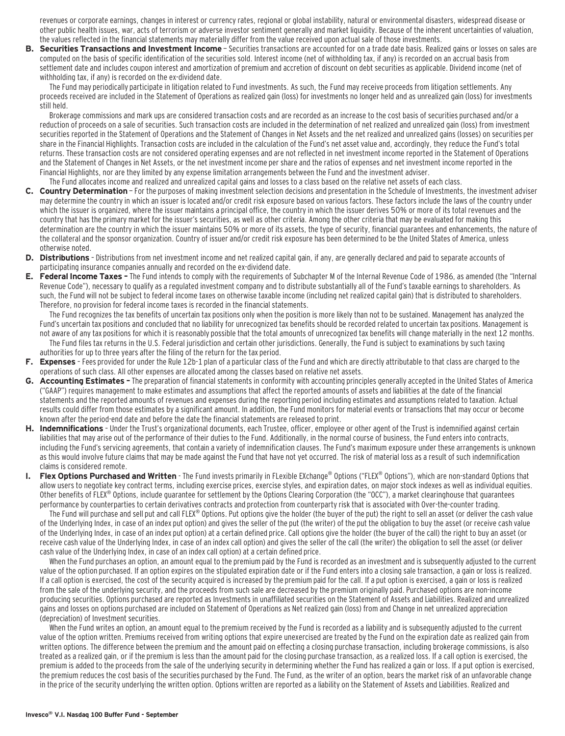revenues or corporate earnings, changes in interest or currency rates, regional or global instability, natural or environmental disasters, widespread disease or other public health issues, war, acts of terrorism or adverse investor sentiment generally and market liquidity. Because of the inherent uncertainties of valuation, the values reflected in the financial statements may materially differ from the value received upon actual sale of those investments.

**B. Securities Transactions and Investment Income** – Securities transactions are accounted for on a trade date basis. Realized gains or losses on sales are computed on the basis of specific identification of the securities sold. Interest income (net of withholding tax, if any) is recorded on an accrual basis from settlement date and includes coupon interest and amortization of premium and accretion of discount on debt securities as applicable. Dividend income (net of withholding tax, if any) is recorded on the ex-dividend date.

The Fund may periodically participate in litigation related to Fund investments. As such, the Fund may receive proceeds from litigation settlements. Any proceeds received are included in the Statement of Operations as realized gain (loss) for investments no longer held and as unrealized gain (loss) for investments still held.

Brokerage commissions and mark ups are considered transaction costs and are recorded as an increase to the cost basis of securities purchased and/or a reduction of proceeds on a sale of securities. Such transaction costs are included in the determination of net realized and unrealized gain (loss) from investment securities reported in the Statement of Operations and the Statement of Changes in Net Assets and the net realized and unrealized gains (losses) on securities per share in the Financial Highlights. Transaction costs are included in the calculation of the Fund's net asset value and, accordingly, they reduce the Fund's total returns. These transaction costs are not considered operating expenses and are not reflected in net investment income reported in the Statement of Operations and the Statement of Changes in Net Assets, or the net investment income per share and the ratios of expenses and net investment income reported in the Financial Highlights, nor are they limited by any expense limitation arrangements between the Fund and the investment adviser.

The Fund allocates income and realized and unrealized capital gains and losses to a class based on the relative net assets of each class.

**C. Country Determination** – For the purposes of making investment selection decisions and presentation in the Schedule of Investments, the investment adviser may determine the country in which an issuer is located and/or credit risk exposure based on various factors. These factors include the laws of the country under which the issuer is organized, where the issuer maintains a principal office, the country in which the issuer derives 50% or more of its total revenues and the country that has the primary market for the issuer's securities, as well as other criteria. Among the other criteria that may be evaluated for making this determination are the country in which the issuer maintains 50% or more of its assets, the type of security, financial guarantees and enhancements, the nature of the collateral and the sponsor organization. Country of issuer and/or credit risk exposure has been determined to be the United States of America, unless otherwise noted.

**D. Distributions** – Distributions from net investment income and net realized capital gain, if any, are generally declared and paid to separate accounts of participating insurance companies annually and recorded on the ex-dividend date.

**E. Federal Income Taxes –** The Fund intends to comply with the requirements of Subchapter M of the Internal Revenue Code of 1986, as amended (the "Internal Revenue Code"), necessary to qualify as a regulated investment company and to distribute substantially all of the Fund's taxable earnings to shareholders. As such, the Fund will not be subject to federal income taxes on otherwise taxable income (including net realized capital gain) that is distributed to shareholders. Therefore, no provision for federal income taxes is recorded in the financial statements.

The Fund recognizes the tax benefits of uncertain tax positions only when the position is more likely than not to be sustained. Management has analyzed the Fund's uncertain tax positions and concluded that no liability for unrecognized tax benefits should be recorded related to uncertain tax positions. Management is not aware of any tax positions for which it is reasonably possible that the total amounts of unrecognized tax benefits will change materially in the next 12 months.

The Fund files tax returns in the U.S. Federal jurisdiction and certain other jurisdictions. Generally, the Fund is subject to examinations by such taxing authorities for up to three years after the filing of the return for the tax period.

**F. Expenses** – Fees provided for under the Rule 12b-1 plan of a particular class of the Fund and which are directly attributable to that class are charged to the operations of such class. All other expenses are allocated among the classes based on relative net assets.

**G. Accounting Estimates –** The preparation of financial statements in conformity with accounting principles generally accepted in the United States of America ("GAAP") requires management to make estimates and assumptions that affect the reported amounts of assets and liabilities at the date of the financial statements and the reported amounts of revenues and expenses during the reporting period including estimates and assumptions related to taxation. Actual results could differ from those estimates by a significant amount. In addition, the Fund monitors for material events or transactions that may occur or become known after the period-end date and before the date the financial statements are released to print.

**H. Indemnifications** – Under the Trust's organizational documents, each Trustee, officer, employee or other agent of the Trust is indemnified against certain liabilities that may arise out of the performance of their duties to the Fund. Additionally, in the normal course of business, the Fund enters into contracts, including the Fund's servicing agreements, that contain a variety of indemnification clauses. The Fund's maximum exposure under these arrangements is unknown as this would involve future claims that may be made against the Fund that have not yet occurred. The risk of material loss as a result of such indemnification claims is considered remote.

**I. Flex Options Purchased and Written** - The Fund invests primarily in FLexible EXchange® Options ("FLEX® Options"), which are non-standard Options that allow users to negotiate key contract terms, including exercise prices, exercise styles, and expiration dates, on major stock indexes as well as individual equities. Other benefits of FLEX® Options, include guarantee for settlement by the Options Clearing Corporation (the "OCC"), a market clearinghouse that guarantees performance by counterparties to certain derivatives contracts and protection from counterparty risk that is associated with Over-the-counter trading.

The Fund will purchase and sell put and call FLEX® Options. Put options give the holder (the buyer of the put) the right to sell an asset (or deliver the cash value of the Underlying Index, in case of an index put option) and gives the seller of the put (the writer) of the put the obligation to buy the asset (or receive cash value of the Underlying Index, in case of an index put option) at a certain defined price. Call options give the holder (the buyer of the call) the right to buy an asset (or receive cash value of the Underlying Index, in case of an index call option) and gives the seller of the call (the writer) the obligation to sell the asset (or deliver cash value of the Underlying Index, in case of an index call option) at a certain defined price.

When the Fund purchases an option, an amount equal to the premium paid by the Fund is recorded as an investment and is subsequently adjusted to the current value of the option purchased. If an option expires on the stipulated expiration date or if the Fund enters into a closing sale transaction, a gain or loss is realized. If a call option is exercised, the cost of the security acquired is increased by the premium paid for the call. If a put option is exercised, a gain or loss is realized from the sale of the underlying security, and the proceeds from such sale are decreased by the premium originally paid. Purchased options are non-income producing securities. Options purchased are reported as Investments in unaffiliated securities on the Statement of Assets and Liabilities. Realized and unrealized gains and losses on options purchased are included on Statement of Operations as Net realized gain (loss) from and Change in net unrealized appreciation (depreciation) of Investment securities.

When the Fund writes an option, an amount equal to the premium received by the Fund is recorded as a liability and is subsequently adjusted to the current value of the option written. Premiums received from writing options that expire unexercised are treated by the Fund on the expiration date as realized gain from written options. The difference between the premium and the amount paid on effecting a closing purchase transaction, including brokerage commissions, is also treated as a realized gain, or if the premium is less than the amount paid for the closing purchase transaction, as a realized loss. If a call option is exercised, the premium is added to the proceeds from the sale of the underlying security in determining whether the Fund has realized a gain or loss. If a put option is exercised, the premium reduces the cost basis of the securities purchased by the Fund. The Fund, as the writer of an option, bears the market risk of an unfavorable change in the price of the security underlying the written option. Options written are reported as a liability on the Statement of Assets and Liabilities. Realized and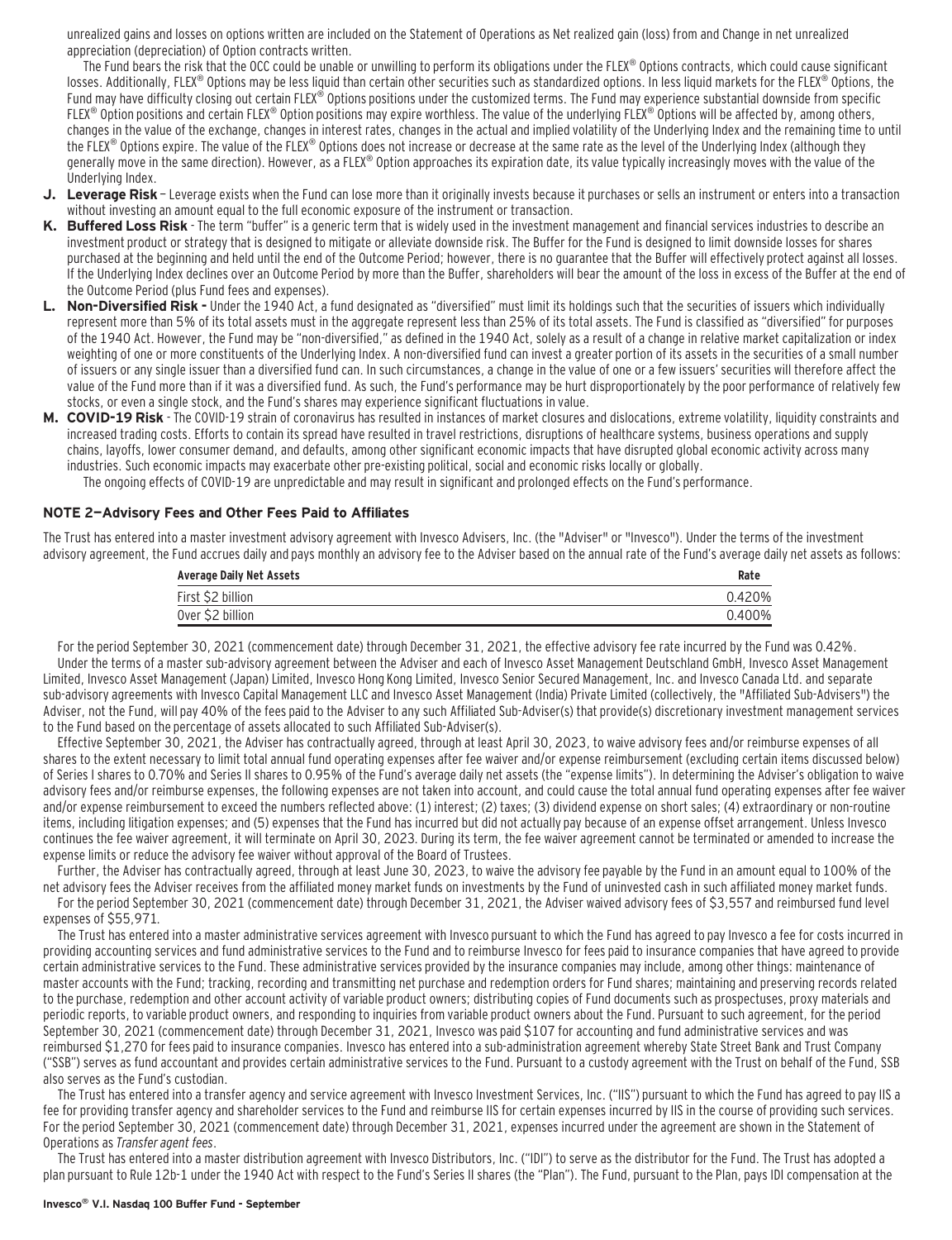unrealized gains and losses on options written are included on the Statement of Operations as Net realized gain (loss) from and Change in net unrealized appreciation (depreciation) of Option contracts written.

The Fund bears the risk that the OCC could be unable or unwilling to perform its obligations under the FLEX® Options contracts, which could cause significant losses. Additionally, FLEX® Options may be less liquid than certain other securities such as standardized options. In less liquid markets for the FLEX® Options, the Fund may have difficulty closing out certain FLEX® Options positions under the customized terms. The Fund may experience substantial downside from specific FLEX® Option positions and certain FLEX® Option positions may expire worthless. The value of the underlying FLEX® Options will be affected by, among others, changes in the value of the exchange, changes in interest rates, changes in the actual and implied volatility of the Underlying Index and the remaining time to until the FLEX® Options expire. The value of the FLEX® Options does not increase or decrease at the same rate as the level of the Underlying Index (although they generally move in the same direction). However, as a FLEX® Option approaches its expiration date, its value typically increasingly moves with the value of the Underlying Index.

**J. Leverage Risk** – Leverage exists when the Fund can lose more than it originally invests because it purchases or sells an instrument or enters into a transaction without investing an amount equal to the full economic exposure of the instrument or transaction.

**K. Buffered Loss Risk** - The term "buffer" is a generic term that is widely used in the investment management and financial services industries to describe an investment product or strategy that is designed to mitigate or alleviate downside risk. The Buffer for the Fund is designed to limit downside losses for shares purchased at the beginning and held until the end of the Outcome Period; however, there is no guarantee that the Buffer will effectively protect against all losses. If the Underlying Index declines over an Outcome Period by more than the Buffer, shareholders will bear the amount of the loss in excess of the Buffer at the end of the Outcome Period (plus Fund fees and expenses).

**L. Non-Diversified Risk -** Under the 1940 Act, a fund designated as "diversified" must limit its holdings such that the securities of issuers which individually represent more than 5% of its total assets must in the aggregate represent less than 25% of its total assets. The Fund is classified as "diversified" for purposes of the 1940 Act. However, the Fund may be "non-diversified," as defined in the 1940 Act, solely as a result of a change in relative market capitalization or index weighting of one or more constituents of the Underlying Index. A non-diversified fund can invest a greater portion of its assets in the securities of a small number of issuers or any single issuer than a diversified fund can. In such circumstances, a change in the value of one or a few issuers' securities will therefore affect the value of the Fund more than if it was a diversified fund. As such, the Fund's performance may be hurt disproportionately by the poor performance of relatively few stocks, or even a single stock, and the Fund's shares may experience significant fluctuations in value.

**M. COVID-19 Risk** - The COVID-19 strain of coronavirus has resulted in instances of market closures and dislocations, extreme volatility, liquidity constraints and increased trading costs. Efforts to contain its spread have resulted in travel restrictions, disruptions of healthcare systems, business operations and supply chains, layoffs, lower consumer demand, and defaults, among other significant economic impacts that have disrupted global economic activity across many industries. Such economic impacts may exacerbate other pre-existing political, social and economic risks locally or globally.

The ongoing effects of COVID-19 are unpredictable and may result in significant and prolonged effects on the Fund's performance.

### NOTE 2—Advisory Fees and Other Fees Paid to Affiliates

The Trust has entered into a master investment advisory agreement with Invesco Advisers, Inc. (the "Adviser" or "Invesco"). Under the terms of the investment advisory agreement, the Fund accrues daily and pays monthly an advisory fee to the Adviser based on the annual rate of the Fund's average daily net assets as follows:

| Average Daily Net Assets | Rate |
|---|---|
| First $2 billion | 0.420% |
| Over $2 billion | 0.400% |

For the period September 30, 2021 (commencement date) through December 31, 2021, the effective advisory fee rate incurred by the Fund was 0.42%.

Under the terms of a master sub-advisory agreement between the Adviser and each of Invesco Asset Management Deutschland GmbH, Invesco Asset Management Limited, Invesco Asset Management (Japan) Limited, Invesco Hong Kong Limited, Invesco Senior Secured Management, Inc. and Invesco Canada Ltd. and separate sub-advisory agreements with Invesco Capital Management LLC and Invesco Asset Management (India) Private Limited (collectively, the "Affiliated Sub-Advisers") the Adviser, not the Fund, will pay 40% of the fees paid to the Adviser to any such Affiliated Sub-Adviser(s) that provide(s) discretionary investment management services to the Fund based on the percentage of assets allocated to such Affiliated Sub-Adviser(s).

Effective September 30, 2021, the Adviser has contractually agreed, through at least April 30, 2023, to waive advisory fees and/or reimburse expenses of all shares to the extent necessary to limit total annual fund operating expenses after fee waiver and/or expense reimbursement (excluding certain items discussed below) of Series I shares to 0.70% and Series II shares to 0.95% of the Fund's average daily net assets (the "expense limits"). In determining the Adviser's obligation to waive advisory fees and/or reimburse expenses, the following expenses are not taken into account, and could cause the total annual fund operating expenses after fee waiver and/or expense reimbursement to exceed the numbers reflected above: (1) interest; (2) taxes; (3) dividend expense on short sales; (4) extraordinary or non-routine items, including litigation expenses; and (5) expenses that the Fund has incurred but did not actually pay because of an expense offset arrangement. Unless Invesco continues the fee waiver agreement, it will terminate on April 30, 2023. During its term, the fee waiver agreement cannot be terminated or amended to increase the expense limits or reduce the advisory fee waiver without approval of the Board of Trustees.

Further, the Adviser has contractually agreed, through at least June 30, 2023, to waive the advisory fee payable by the Fund in an amount equal to 100% of the net advisory fees the Adviser receives from the affiliated money market funds on investments by the Fund of uninvested cash in such affiliated money market funds.

For the period September 30, 2021 (commencement date) through December 31, 2021, the Adviser waived advisory fees of $3,557 and reimbursed fund level expenses of $55,971.

The Trust has entered into a master administrative services agreement with Invesco pursuant to which the Fund has agreed to pay Invesco a fee for costs incurred in providing accounting services and fund administrative services to the Fund and to reimburse Invesco for fees paid to insurance companies that have agreed to provide certain administrative services to the Fund. These administrative services provided by the insurance companies may include, among other things: maintenance of master accounts with the Fund; tracking, recording and transmitting net purchase and redemption orders for Fund shares; maintaining and preserving records related to the purchase, redemption and other account activity of variable product owners; distributing copies of Fund documents such as prospectuses, proxy materials and periodic reports, to variable product owners, and responding to inquiries from variable product owners about the Fund. Pursuant to such agreement, for the period September 30, 2021 (commencement date) through December 31, 2021, Invesco was paid $107 for accounting and fund administrative services and was reimbursed $1,270 for fees paid to insurance companies. Invesco has entered into a sub-administration agreement whereby State Street Bank and Trust Company ("SSB") serves as fund accountant and provides certain administrative services to the Fund. Pursuant to a custody agreement with the Trust on behalf of the Fund, SSB also serves as the Fund's custodian.

The Trust has entered into a transfer agency and service agreement with Invesco Investment Services, Inc. ("IIS") pursuant to which the Fund has agreed to pay IIS a fee for providing transfer agency and shareholder services to the Fund and reimburse IIS for certain expenses incurred by IIS in the course of providing such services. For the period September 30, 2021 (commencement date) through December 31, 2021, expenses incurred under the agreement are shown in the Statement of Operations as *Transfer agent fees*.

The Trust has entered into a master distribution agreement with Invesco Distributors, Inc. ("IDI") to serve as the distributor for the Fund. The Trust has adopted a plan pursuant to Rule 12b-1 under the 1940 Act with respect to the Fund's Series II shares (the "Plan"). The Fund, pursuant to the Plan, pays IDI compensation at the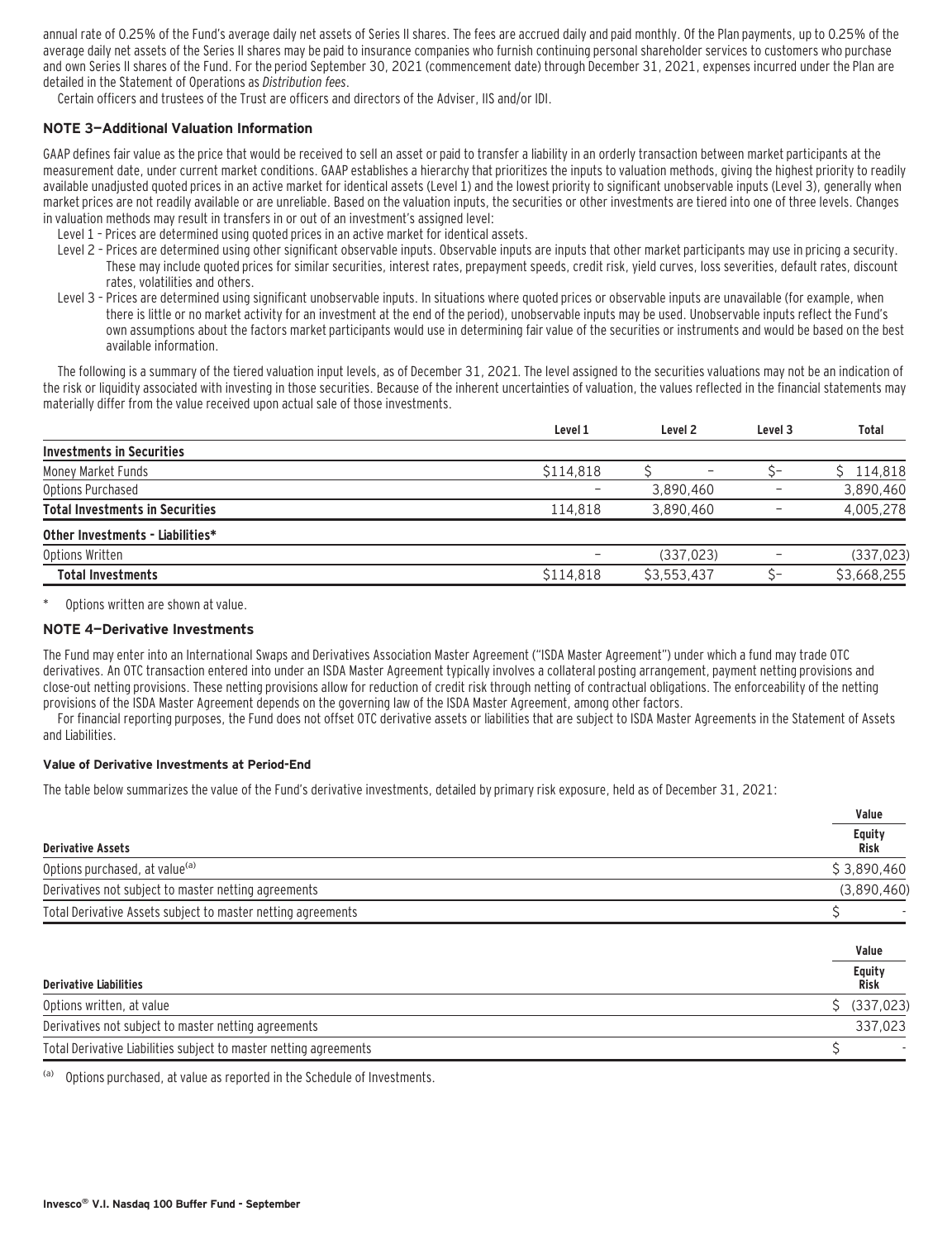annual rate of 0.25% of the Fund's average daily net assets of Series II shares. The fees are accrued daily and paid monthly. Of the Plan payments, up to 0.25% of the average daily net assets of the Series II shares may be paid to insurance companies who furnish continuing personal shareholder services to customers who purchase and own Series II shares of the Fund. For the period September 30, 2021 (commencement date) through December 31, 2021, expenses incurred under the Plan are detailed in the Statement of Operations as *Distribution fees*.

Certain officers and trustees of the Trust are officers and directors of the Adviser, IIS and/or IDI.

### NOTE 3—Additional Valuation Information

GAAP defines fair value as the price that would be received to sell an asset or paid to transfer a liability in an orderly transaction between market participants at the measurement date, under current market conditions. GAAP establishes a hierarchy that prioritizes the inputs to valuation methods, giving the highest priority to readily available unadjusted quoted prices in an active market for identical assets (Level 1) and the lowest priority to significant unobservable inputs (Level 3), generally when market prices are not readily available or are unreliable. Based on the valuation inputs, the securities or other investments are tiered into one of three levels. Changes in valuation methods may result in transfers in or out of an investment's assigned level:

Level 1 – Prices are determined using quoted prices in an active market for identical assets.

Level 2 – Prices are determined using other significant observable inputs. Observable inputs are inputs that other market participants may use in pricing a security. These may include quoted prices for similar securities, interest rates, prepayment speeds, credit risk, yield curves, loss severities, default rates, discount rates, volatilities and others.

Level 3 – Prices are determined using significant unobservable inputs. In situations where quoted prices or observable inputs are unavailable (for example, when there is little or no market activity for an investment at the end of the period), unobservable inputs may be used. Unobservable inputs reflect the Fund's own assumptions about the factors market participants would use in determining fair value of the securities or instruments and would be based on the best available information.

The following is a summary of the tiered valuation input levels, as of December 31, 2021. The level assigned to the securities valuations may not be an indication of the risk or liquidity associated with investing in those securities. Because of the inherent uncertainties of valuation, the values reflected in the financial statements may materially differ from the value received upon actual sale of those investments.

| | Level 1 | Level 2 | Level 3 | Total |
|---|---|---|---|---|
| **Investments in Securities** | | | | |
| Money Market Funds | $114,818 | $ – | $– | $ 114,818 |
| Options Purchased | – | 3,890,460 | – | 3,890,460 |
| **Total Investments in Securities** | 114,818 | 3,890,460 | – | 4,005,278 |
| **Other Investments - Liabilities*** | | | | |
| Options Written | – | (337,023) | – | (337,023) |
| **Total Investments** | $114,818 | $3,553,437 | $– | $3,668,255 |

\* Options written are shown at value.

### NOTE 4—Derivative Investments

The Fund may enter into an International Swaps and Derivatives Association Master Agreement ("ISDA Master Agreement") under which a fund may trade OTC derivatives. An OTC transaction entered into under an ISDA Master Agreement typically involves a collateral posting arrangement, payment netting provisions and close-out netting provisions. These netting provisions allow for reduction of credit risk through netting of contractual obligations. The enforceability of the netting provisions of the ISDA Master Agreement depends on the governing law of the ISDA Master Agreement, among other factors.

For financial reporting purposes, the Fund does not offset OTC derivative assets or liabilities that are subject to ISDA Master Agreements in the Statement of Assets and Liabilities.

#### Value of Derivative Investments at Period-End

The table below summarizes the value of the Fund's derivative investments, detailed by primary risk exposure, held as of December 31, 2021:

| | Value |
|---|---|
| **Derivative Assets** | **Equity Risk** |
| Options purchased, at value[(a)] | $ 3,890,460 |
| Derivatives not subject to master netting agreements | (3,890,460) |
| Total Derivative Assets subject to master netting agreements | $ - |

| | Value |
|---|---|
| **Derivative Liabilities** | **Equity Risk** |
| Options written, at value | $ (337,023) |
| Derivatives not subject to master netting agreements | 337,023 |
| Total Derivative Liabilities subject to master netting agreements | $ - |

(a) Options purchased, at value as reported in the Schedule of Investments.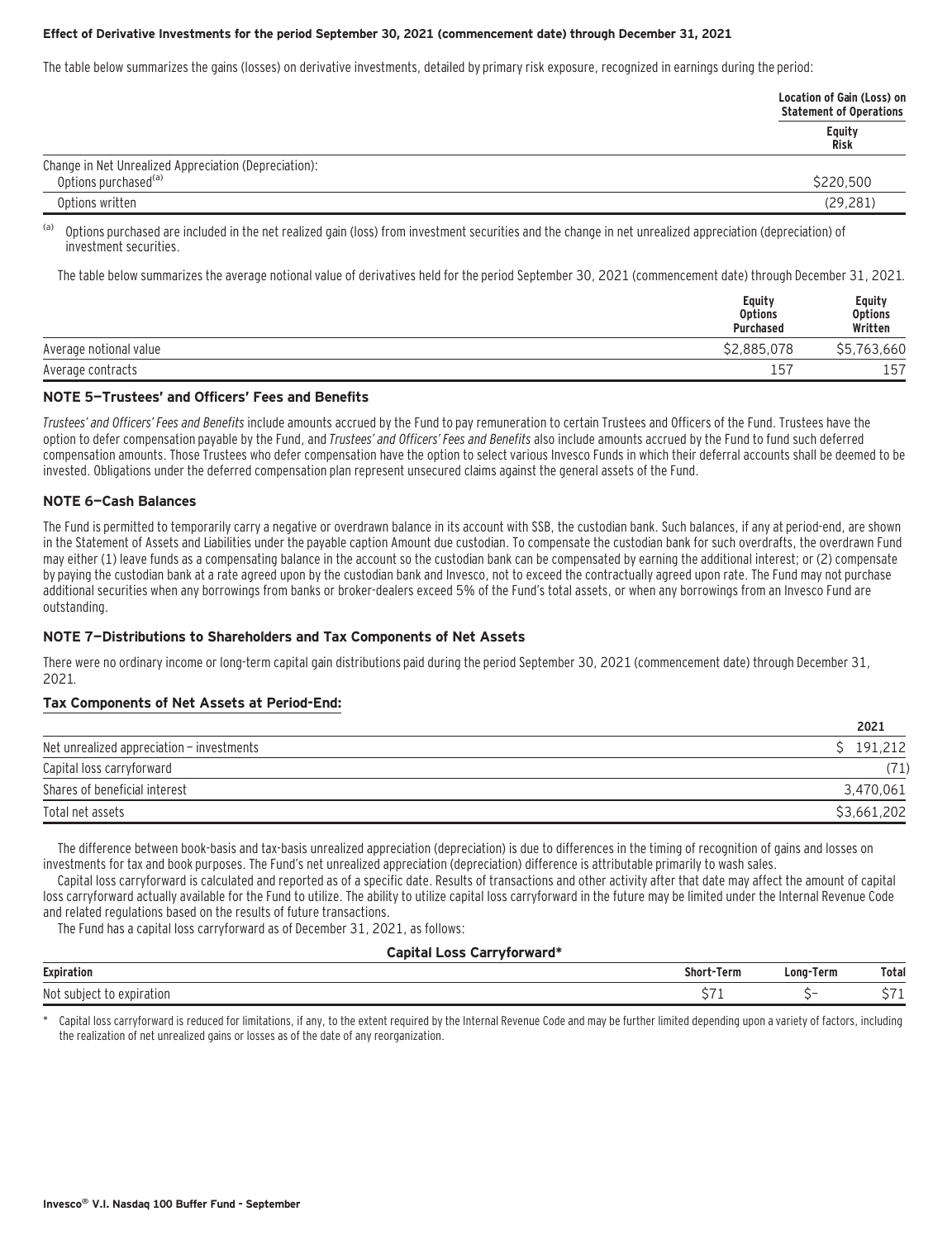**Effect of Derivative Investments for the period September 30, 2021 (commencement date) through December 31, 2021**

The table below summarizes the gains (losses) on derivative investments, detailed by primary risk exposure, recognized in earnings during the period:

| | Location of Gain (Loss) on Statement of Operations |
|---|---|
| | Equity Risk |
| Change in Net Unrealized Appreciation (Depreciation): | |
| Options purchased[(a)] | $220,500 |
| Options written | (29,281) |

[(a)] Options purchased are included in the net realized gain (loss) from investment securities and the change in net unrealized appreciation (depreciation) of investment securities.

The table below summarizes the average notional value of derivatives held for the period September 30, 2021 (commencement date) through December 31, 2021.

| | Equity Options Purchased | Equity Options Written |
|---|---|---|
| Average notional value | $2,885,078 | $5,763,660 |
| Average contracts | 157 | 157 |

## NOTE 5—Trustees' and Officers' Fees and Benefits

*Trustees' and Officers' Fees and Benefits* include amounts accrued by the Fund to pay remuneration to certain Trustees and Officers of the Fund. Trustees have the option to defer compensation payable by the Fund, and *Trustees' and Officers' Fees and Benefits* also include amounts accrued by the Fund to fund such deferred compensation amounts. Those Trustees who defer compensation have the option to select various Invesco Funds in which their deferral accounts shall be deemed to be invested. Obligations under the deferred compensation plan represent unsecured claims against the general assets of the Fund.

## NOTE 6—Cash Balances

The Fund is permitted to temporarily carry a negative or overdrawn balance in its account with SSB, the custodian bank. Such balances, if any at period-end, are shown in the Statement of Assets and Liabilities under the payable caption Amount due custodian. To compensate the custodian bank for such overdrafts, the overdrawn Fund may either (1) leave funds as a compensating balance in the account so the custodian bank can be compensated by earning the additional interest; or (2) compensate by paying the custodian bank at a rate agreed upon by the custodian bank and Invesco, not to exceed the contractually agreed upon rate. The Fund may not purchase additional securities when any borrowings from banks or broker-dealers exceed 5% of the Fund's total assets, or when any borrowings from an Invesco Fund are outstanding.

## NOTE 7—Distributions to Shareholders and Tax Components of Net Assets

There were no ordinary income or long-term capital gain distributions paid during the period September 30, 2021 (commencement date) through December 31, 2021.

### Tax Components of Net Assets at Period-End:

| | 2021 |
|---|---|
| Net unrealized appreciation – investments | $ 191,212 |
| Capital loss carryforward | (71) |
| Shares of beneficial interest | 3,470,061 |
| Total net assets | $3,661,202 |

The difference between book-basis and tax-basis unrealized appreciation (depreciation) is due to differences in the timing of recognition of gains and losses on investments for tax and book purposes. The Fund's net unrealized appreciation (depreciation) difference is attributable primarily to wash sales.

Capital loss carryforward is calculated and reported as of a specific date. Results of transactions and other activity after that date may affect the amount of capital loss carryforward actually available for the Fund to utilize. The ability to utilize capital loss carryforward in the future may be limited under the Internal Revenue Code and related regulations based on the results of future transactions.

The Fund has a capital loss carryforward as of December 31, 2021, as follows:

**Capital Loss Carryforward***

| Expiration | Short-Term | Long-Term | Total |
|---|---|---|---|
| Not subject to expiration | $71 | $– | $71 |

* Capital loss carryforward is reduced for limitations, if any, to the extent required by the Internal Revenue Code and may be further limited depending upon a variety of factors, including the realization of net unrealized gains or losses as of the date of any reorganization.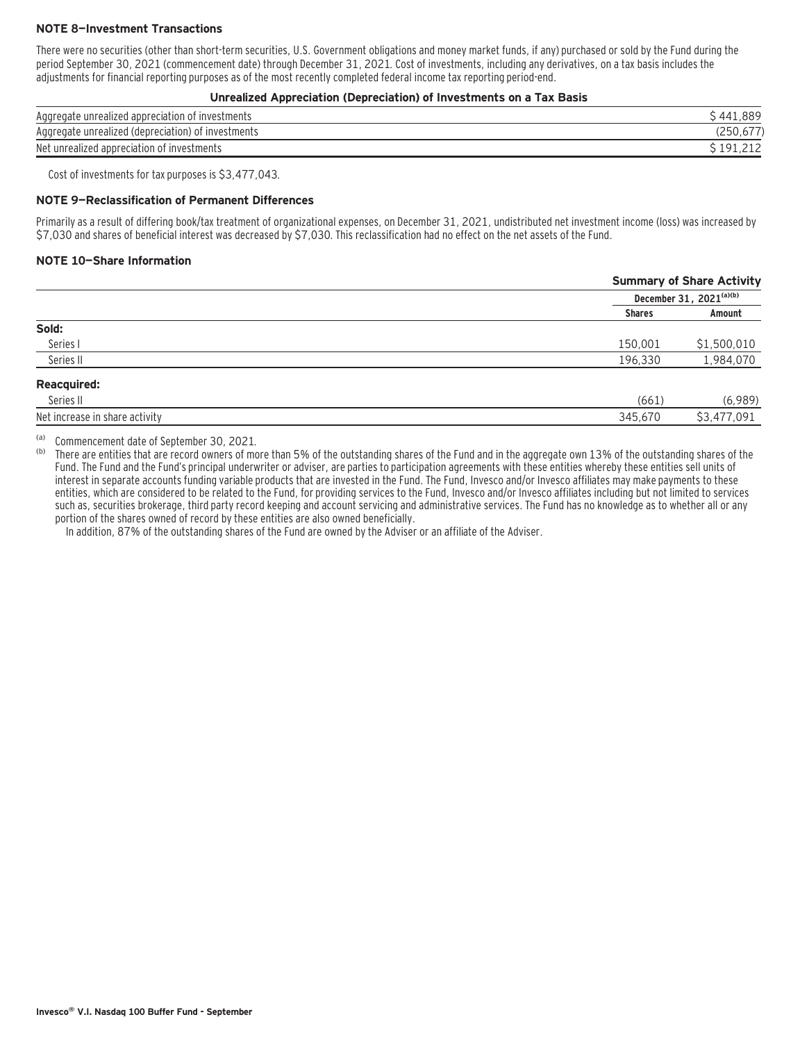### NOTE 8—Investment Transactions

There were no securities (other than short-term securities, U.S. Government obligations and money market funds, if any) purchased or sold by the Fund during the period September 30, 2021 (commencement date) through December 31, 2021. Cost of investments, including any derivatives, on a tax basis includes the adjustments for financial reporting purposes as of the most recently completed federal income tax reporting period-end.

**Unrealized Appreciation (Depreciation) of Investments on a Tax Basis**

| | |
|---|---|
| Aggregate unrealized appreciation of investments | $ 441,889 |
| Aggregate unrealized (depreciation) of investments | (250,677) |
| Net unrealized appreciation of investments | $ 191,212 |

Cost of investments for tax purposes is $3,477,043.

### NOTE 9—Reclassification of Permanent Differences

Primarily as a result of differing book/tax treatment of organizational expenses, on December 31, 2021, undistributed net investment income (loss) was increased by $7,030 and shares of beneficial interest was decreased by $7,030. This reclassification had no effect on the net assets of the Fund.

### NOTE 10—Share Information

| | Summary of Share Activity | |
|---|---|---|
| | December 31, 2021[(a)(b)] | |
| | Shares | Amount |
| **Sold:** | | |
| Series I | 150,001 | $1,500,010 |
| Series II | 196,330 | 1,984,070 |
| **Reacquired:** | | |
| Series II | (661) | (6,989) |
| Net increase in share activity | 345,670 | $3,477,091 |

(a) Commencement date of September 30, 2021.

(b) There are entities that are record owners of more than 5% of the outstanding shares of the Fund and in the aggregate own 13% of the outstanding shares of the Fund. The Fund and the Fund's principal underwriter or adviser, are parties to participation agreements with these entities whereby these entities sell units of interest in separate accounts funding variable products that are invested in the Fund. The Fund, Invesco and/or Invesco affiliates may make payments to these entities, which are considered to be related to the Fund, for providing services to the Fund, Invesco and/or Invesco affiliates including but not limited to services such as, securities brokerage, third party record keeping and account servicing and administrative services. The Fund has no knowledge as to whether all or any portion of the shares owned of record by these entities are also owned beneficially.

In addition, 87% of the outstanding shares of the Fund are owned by the Adviser or an affiliate of the Adviser.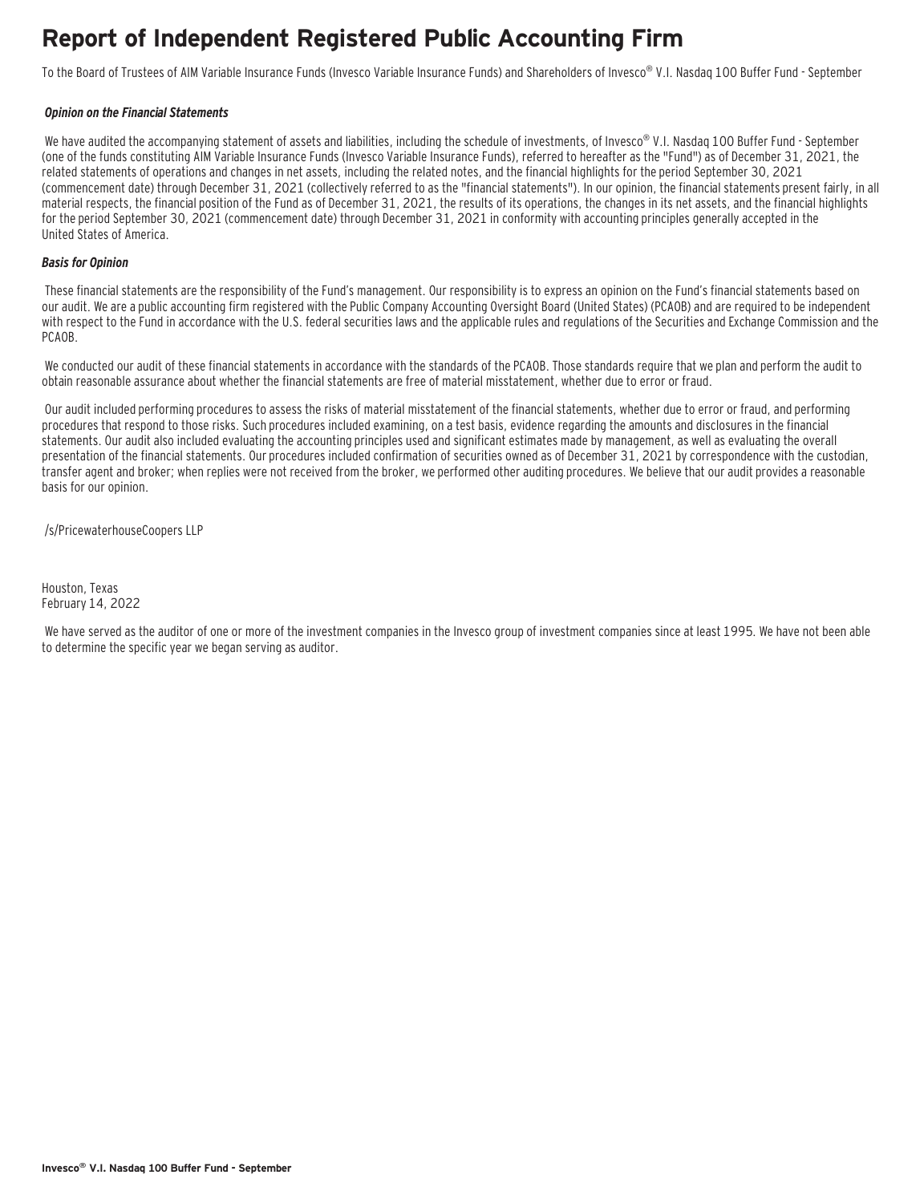# Report of Independent Registered Public Accounting Firm

To the Board of Trustees of AIM Variable Insurance Funds (Invesco Variable Insurance Funds) and Shareholders of Invesco® V.I. Nasdaq 100 Buffer Fund - September

***Opinion on the Financial Statements***

We have audited the accompanying statement of assets and liabilities, including the schedule of investments, of Invesco® V.I. Nasdaq 100 Buffer Fund - September (one of the funds constituting AIM Variable Insurance Funds (Invesco Variable Insurance Funds), referred to hereafter as the "Fund") as of December 31, 2021, the related statements of operations and changes in net assets, including the related notes, and the financial highlights for the period September 30, 2021 (commencement date) through December 31, 2021 (collectively referred to as the "financial statements"). In our opinion, the financial statements present fairly, in all material respects, the financial position of the Fund as of December 31, 2021, the results of its operations, the changes in its net assets, and the financial highlights for the period September 30, 2021 (commencement date) through December 31, 2021 in conformity with accounting principles generally accepted in the United States of America.

***Basis for Opinion***

These financial statements are the responsibility of the Fund's management. Our responsibility is to express an opinion on the Fund's financial statements based on our audit. We are a public accounting firm registered with the Public Company Accounting Oversight Board (United States) (PCAOB) and are required to be independent with respect to the Fund in accordance with the U.S. federal securities laws and the applicable rules and regulations of the Securities and Exchange Commission and the PCAOB.

We conducted our audit of these financial statements in accordance with the standards of the PCAOB. Those standards require that we plan and perform the audit to obtain reasonable assurance about whether the financial statements are free of material misstatement, whether due to error or fraud.

Our audit included performing procedures to assess the risks of material misstatement of the financial statements, whether due to error or fraud, and performing procedures that respond to those risks. Such procedures included examining, on a test basis, evidence regarding the amounts and disclosures in the financial statements. Our audit also included evaluating the accounting principles used and significant estimates made by management, as well as evaluating the overall presentation of the financial statements. Our procedures included confirmation of securities owned as of December 31, 2021 by correspondence with the custodian, transfer agent and broker; when replies were not received from the broker, we performed other auditing procedures. We believe that our audit provides a reasonable basis for our opinion.

/s/PricewaterhouseCoopers LLP

Houston, Texas
February 14, 2022

We have served as the auditor of one or more of the investment companies in the Invesco group of investment companies since at least 1995. We have not been able to determine the specific year we began serving as auditor.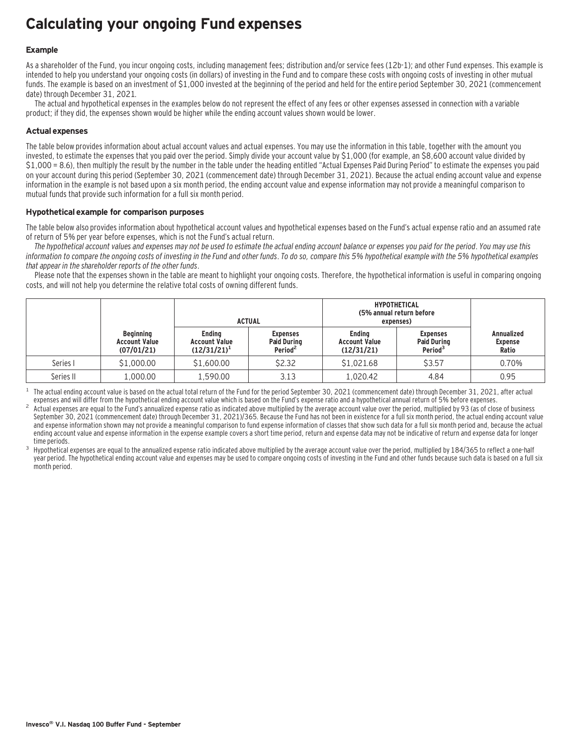# Calculating your ongoing Fund expenses

### Example

As a shareholder of the Fund, you incur ongoing costs, including management fees; distribution and/or service fees (12b-1); and other Fund expenses. This example is intended to help you understand your ongoing costs (in dollars) of investing in the Fund and to compare these costs with ongoing costs of investing in other mutual funds. The example is based on an investment of $1,000 invested at the beginning of the period and held for the entire period September 30, 2021 (commencement date) through December 31, 2021.

The actual and hypothetical expenses in the examples below do not represent the effect of any fees or other expenses assessed in connection with a variable product; if they did, the expenses shown would be higher while the ending account values shown would be lower.

### Actual expenses

The table below provides information about actual account values and actual expenses. You may use the information in this table, together with the amount you invested, to estimate the expenses that you paid over the period. Simply divide your account value by $1,000 (for example, an $8,600 account value divided by $1,000 = 8.6), then multiply the result by the number in the table under the heading entitled "Actual Expenses Paid During Period" to estimate the expenses you paid on your account during this period (September 30, 2021 (commencement date) through December 31, 2021). Because the actual ending account value and expense information in the example is not based upon a six month period, the ending account value and expense information may not provide a meaningful comparison to mutual funds that provide such information for a full six month period.

### Hypothetical example for comparison purposes

The table below also provides information about hypothetical account values and hypothetical expenses based on the Fund's actual expense ratio and an assumed rate of return of 5% per year before expenses, which is not the Fund's actual return.

*The hypothetical account values and expenses may not be used to estimate the actual ending account balance or expenses you paid for the period. You may use this information to compare the ongoing costs of investing in the Fund and other funds. To do so, compare this 5% hypothetical example with the 5% hypothetical examples that appear in the shareholder reports of the other funds.*

Please note that the expenses shown in the table are meant to highlight your ongoing costs. Therefore, the hypothetical information is useful in comparing ongoing costs, and will not help you determine the relative total costs of owning different funds.

| | | ACTUAL | | HYPOTHETICAL (5% annual return before expenses) | | |
|---|---|---|---|---|---|---|
| | Beginning Account Value (07/01/21) | Ending Account Value (12/31/21)[1] | Expenses Paid During Period[2] | Ending Account Value (12/31/21) | Expenses Paid During Period[3] | Annualized Expense Ratio |
| Series I | $1,000.00 | $1,600.00 | $2.32 | $1,021.68 | $3.57 | 0.70% |
| Series II | 1,000.00 | 1,590.00 | 3.13 | 1,020.42 | 4.84 | 0.95 |

[1] The actual ending account value is based on the actual total return of the Fund for the period September 30, 2021 (commencement date) through December 31, 2021, after actual expenses and will differ from the hypothetical ending account value which is based on the Fund's expense ratio and a hypothetical annual return of 5% before expenses.

[2] Actual expenses are equal to the Fund's annualized expense ratio as indicated above multiplied by the average account value over the period, multiplied by 93 (as of close of business September 30, 2021 (commencement date) through December 31, 2021)/365. Because the Fund has not been in existence for a full six month period, the actual ending account value and expense information shown may not provide a meaningful comparison to fund expense information of classes that show such data for a full six month period and, because the actual ending account value and expense information in the expense example covers a short time period, return and expense data may not be indicative of return and expense data for longer time periods.

[3] Hypothetical expenses are equal to the annualized expense ratio indicated above multiplied by the average account value over the period, multiplied by 184/365 to reflect a one-half year period. The hypothetical ending account value and expenses may be used to compare ongoing costs of investing in the Fund and other funds because such data is based on a full six month period.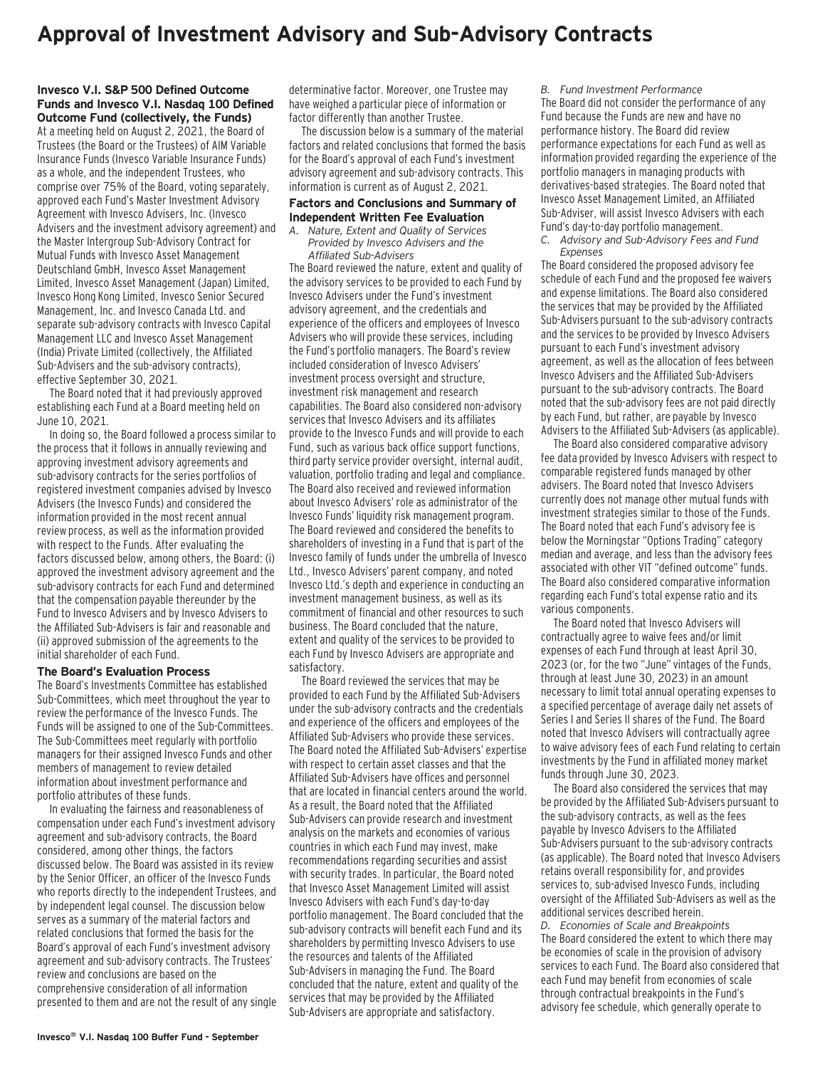# Approval of Investment Advisory and Sub-Advisory Contracts

**Invesco V.I. S&P 500 Defined Outcome Funds and Invesco V.I. Nasdaq 100 Defined Outcome Fund (collectively, the Funds)**

At a meeting held on August 2, 2021, the Board of Trustees (the Board or the Trustees) of AIM Variable Insurance Funds (Invesco Variable Insurance Funds) as a whole, and the independent Trustees, who comprise over 75% of the Board, voting separately, approved each Fund's Master Investment Advisory Agreement with Invesco Advisers, Inc. (Invesco Advisers and the investment advisory agreement) and the Master Intergroup Sub-Advisory Contract for Mutual Funds with Invesco Asset Management Deutschland GmbH, Invesco Asset Management Limited, Invesco Asset Management (Japan) Limited, Invesco Hong Kong Limited, Invesco Senior Secured Management, Inc. and Invesco Canada Ltd. and separate sub-advisory contracts with Invesco Capital Management LLC and Invesco Asset Management (India) Private Limited (collectively, the Affiliated Sub-Advisers and the sub-advisory contracts), effective September 30, 2021.

The Board noted that it had previously approved establishing each Fund at a Board meeting held on June 10, 2021.

In doing so, the Board followed a process similar to the process that it follows in annually reviewing and approving investment advisory agreements and sub-advisory contracts for the series portfolios of registered investment companies advised by Invesco Advisers (the Invesco Funds) and considered the information provided in the most recent annual review process, as well as the information provided with respect to the Funds. After evaluating the factors discussed below, among others, the Board: (i) approved the investment advisory agreement and the sub-advisory contracts for each Fund and determined that the compensation payable thereunder by the Fund to Invesco Advisers and by Invesco Advisers to the Affiliated Sub-Advisers is fair and reasonable and (ii) approved submission of the agreements to the initial shareholder of each Fund.

## The Board's Evaluation Process

The Board's Investments Committee has established Sub-Committees, which meet throughout the year to review the performance of the Invesco Funds. The Funds will be assigned to one of the Sub-Committees. The Sub-Committees meet regularly with portfolio managers for their assigned Invesco Funds and other members of management to review detailed information about investment performance and portfolio attributes of these funds.

In evaluating the fairness and reasonableness of compensation under each Fund's investment advisory agreement and sub-advisory contracts, the Board considered, among other things, the factors discussed below. The Board was assisted in its review by the Senior Officer, an officer of the Invesco Funds who reports directly to the independent Trustees, and by independent legal counsel. The discussion below serves as a summary of the material factors and related conclusions that formed the basis for the Board's approval of each Fund's investment advisory agreement and sub-advisory contracts. The Trustees' review and conclusions are based on the comprehensive consideration of all information presented to them and are not the result of any single determinative factor. Moreover, one Trustee may have weighed a particular piece of information or factor differently than another Trustee.

The discussion below is a summary of the material factors and related conclusions that formed the basis for the Board's approval of each Fund's investment advisory agreement and sub-advisory contracts. This information is current as of August 2, 2021.

## Factors and Conclusions and Summary of Independent Written Fee Evaluation

*A. Nature, Extent and Quality of Services Provided by Invesco Advisers and the Affiliated Sub-Advisers*

The Board reviewed the nature, extent and quality of the advisory services to be provided to each Fund by Invesco Advisers under the Fund's investment advisory agreement, and the credentials and experience of the officers and employees of Invesco Advisers who will provide these services, including the Fund's portfolio managers. The Board's review included consideration of Invesco Advisers' investment process oversight and structure, investment risk management and research capabilities. The Board also considered non-advisory services that Invesco Advisers and its affiliates provide to the Invesco Funds and will provide to each Fund, such as various back office support functions, third party service provider oversight, internal audit, valuation, portfolio trading and legal and compliance. The Board also received and reviewed information about Invesco Advisers' role as administrator of the Invesco Funds' liquidity risk management program. The Board reviewed and considered the benefits to shareholders of investing in a Fund that is part of the Invesco family of funds under the umbrella of Invesco Ltd., Invesco Advisers' parent company, and noted Invesco Ltd.'s depth and experience in conducting an investment management business, as well as its commitment of financial and other resources to such business. The Board concluded that the nature, extent and quality of the services to be provided to each Fund by Invesco Advisers are appropriate and satisfactory.

The Board reviewed the services that may be provided to each Fund by the Affiliated Sub-Advisers under the sub-advisory contracts and the credentials and experience of the officers and employees of the Affiliated Sub-Advisers who provide these services. The Board noted the Affiliated Sub-Advisers' expertise with respect to certain asset classes and that the Affiliated Sub-Advisers have offices and personnel that are located in financial centers around the world. As a result, the Board noted that the Affiliated Sub-Advisers can provide research and investment analysis on the markets and economies of various countries in which each Fund may invest, make recommendations regarding securities and assist with security trades. In particular, the Board noted that Invesco Asset Management Limited will assist Invesco Advisers with each Fund's day-to-day portfolio management. The Board concluded that the sub-advisory contracts will benefit each Fund and its shareholders by permitting Invesco Advisers to use the resources and talents of the Affiliated Sub-Advisers in managing the Fund. The Board concluded that the nature, extent and quality of the services that may be provided by the Affiliated Sub-Advisers are appropriate and satisfactory.

*B. Fund Investment Performance*

The Board did not consider the performance of any Fund because the Funds are new and have no performance history. The Board did review performance expectations for each Fund as well as information provided regarding the experience of the portfolio managers in managing products with derivatives-based strategies. The Board noted that Invesco Asset Management Limited, an Affiliated Sub-Adviser, will assist Invesco Advisers with each Fund's day-to-day portfolio management.

*C. Advisory and Sub-Advisory Fees and Fund Expenses*

The Board considered the proposed advisory fee schedule of each Fund and the proposed fee waivers and expense limitations. The Board also considered the services that may be provided by the Affiliated Sub-Advisers pursuant to the sub-advisory contracts and the services to be provided by Invesco Advisers pursuant to each Fund's investment advisory agreement, as well as the allocation of fees between Invesco Advisers and the Affiliated Sub-Advisers pursuant to the sub-advisory contracts. The Board noted that the sub-advisory fees are not paid directly by each Fund, but rather, are payable by Invesco Advisers to the Affiliated Sub-Advisers (as applicable).

The Board also considered comparative advisory fee data provided by Invesco Advisers with respect to comparable registered funds managed by other advisers. The Board noted that Invesco Advisers currently does not manage other mutual funds with investment strategies similar to those of the Funds. The Board noted that each Fund's advisory fee is below the Morningstar "Options Trading" category median and average, and less than the advisory fees associated with other VIT "defined outcome" funds. The Board also considered comparative information regarding each Fund's total expense ratio and its various components.

The Board noted that Invesco Advisers will contractually agree to waive fees and/or limit expenses of each Fund through at least April 30, 2023 (or, for the two "June" vintages of the Funds, through at least June 30, 2023) in an amount necessary to limit total annual operating expenses to a specified percentage of average daily net assets of Series I and Series II shares of the Fund. The Board noted that Invesco Advisers will contractually agree to waive advisory fees of each Fund relating to certain investments by the Fund in affiliated money market funds through June 30, 2023.

The Board also considered the services that may be provided by the Affiliated Sub-Advisers pursuant to the sub-advisory contracts, as well as the fees payable by Invesco Advisers to the Affiliated Sub-Advisers pursuant to the sub-advisory contracts (as applicable). The Board noted that Invesco Advisers retains overall responsibility for, and provides services to, sub-advised Invesco Funds, including oversight of the Affiliated Sub-Advisers as well as the additional services described herein.

*D. Economies of Scale and Breakpoints*

The Board considered the extent to which there may be economies of scale in the provision of advisory services to each Fund. The Board also considered that each Fund may benefit from economies of scale through contractual breakpoints in the Fund's advisory fee schedule, which generally operate to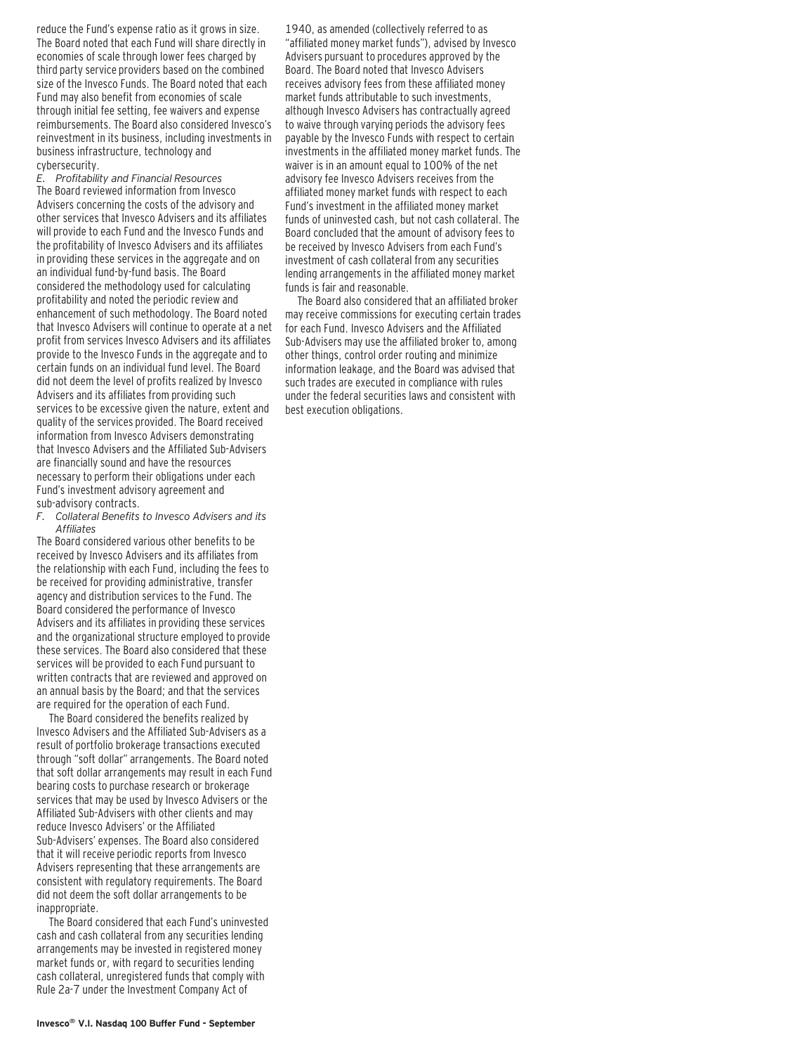reduce the Fund's expense ratio as it grows in size. The Board noted that each Fund will share directly in economies of scale through lower fees charged by third party service providers based on the combined size of the Invesco Funds. The Board noted that each Fund may also benefit from economies of scale through initial fee setting, fee waivers and expense reimbursements. The Board also considered Invesco's reinvestment in its business, including investments in business infrastructure, technology and cybersecurity.

*E. Profitability and Financial Resources*

The Board reviewed information from Invesco Advisers concerning the costs of the advisory and other services that Invesco Advisers and its affiliates will provide to each Fund and the Invesco Funds and the profitability of Invesco Advisers and its affiliates in providing these services in the aggregate and on an individual fund-by-fund basis. The Board considered the methodology used for calculating profitability and noted the periodic review and enhancement of such methodology. The Board noted that Invesco Advisers will continue to operate at a net profit from services Invesco Advisers and its affiliates provide to the Invesco Funds in the aggregate and to certain funds on an individual fund level. The Board did not deem the level of profits realized by Invesco Advisers and its affiliates from providing such services to be excessive given the nature, extent and quality of the services provided. The Board received information from Invesco Advisers demonstrating that Invesco Advisers and the Affiliated Sub-Advisers are financially sound and have the resources necessary to perform their obligations under each Fund's investment advisory agreement and sub-advisory contracts.

*F. Collateral Benefits to Invesco Advisers and its Affiliates*

The Board considered various other benefits to be received by Invesco Advisers and its affiliates from the relationship with each Fund, including the fees to be received for providing administrative, transfer agency and distribution services to the Fund. The Board considered the performance of Invesco Advisers and its affiliates in providing these services and the organizational structure employed to provide these services. The Board also considered that these services will be provided to each Fund pursuant to written contracts that are reviewed and approved on an annual basis by the Board; and that the services are required for the operation of each Fund.

The Board considered the benefits realized by Invesco Advisers and the Affiliated Sub-Advisers as a result of portfolio brokerage transactions executed through "soft dollar" arrangements. The Board noted that soft dollar arrangements may result in each Fund bearing costs to purchase research or brokerage services that may be used by Invesco Advisers or the Affiliated Sub-Advisers with other clients and may reduce Invesco Advisers' or the Affiliated Sub-Advisers' expenses. The Board also considered that it will receive periodic reports from Invesco Advisers representing that these arrangements are consistent with regulatory requirements. The Board did not deem the soft dollar arrangements to be inappropriate.

The Board considered that each Fund's uninvested cash and cash collateral from any securities lending arrangements may be invested in registered money market funds or, with regard to securities lending cash collateral, unregistered funds that comply with Rule 2a-7 under the Investment Company Act of 1940, as amended (collectively referred to as "affiliated money market funds"), advised by Invesco Advisers pursuant to procedures approved by the Board. The Board noted that Invesco Advisers receives advisory fees from these affiliated money market funds attributable to such investments, although Invesco Advisers has contractually agreed to waive through varying periods the advisory fees payable by the Invesco Funds with respect to certain investments in the affiliated money market funds. The waiver is in an amount equal to 100% of the net advisory fee Invesco Advisers receives from the affiliated money market funds with respect to each Fund's investment in the affiliated money market funds of uninvested cash, but not cash collateral. The Board concluded that the amount of advisory fees to be received by Invesco Advisers from each Fund's investment of cash collateral from any securities lending arrangements in the affiliated money market funds is fair and reasonable.

The Board also considered that an affiliated broker may receive commissions for executing certain trades for each Fund. Invesco Advisers and the Affiliated Sub-Advisers may use the affiliated broker to, among other things, control order routing and minimize information leakage, and the Board was advised that such trades are executed in compliance with rules under the federal securities laws and consistent with best execution obligations.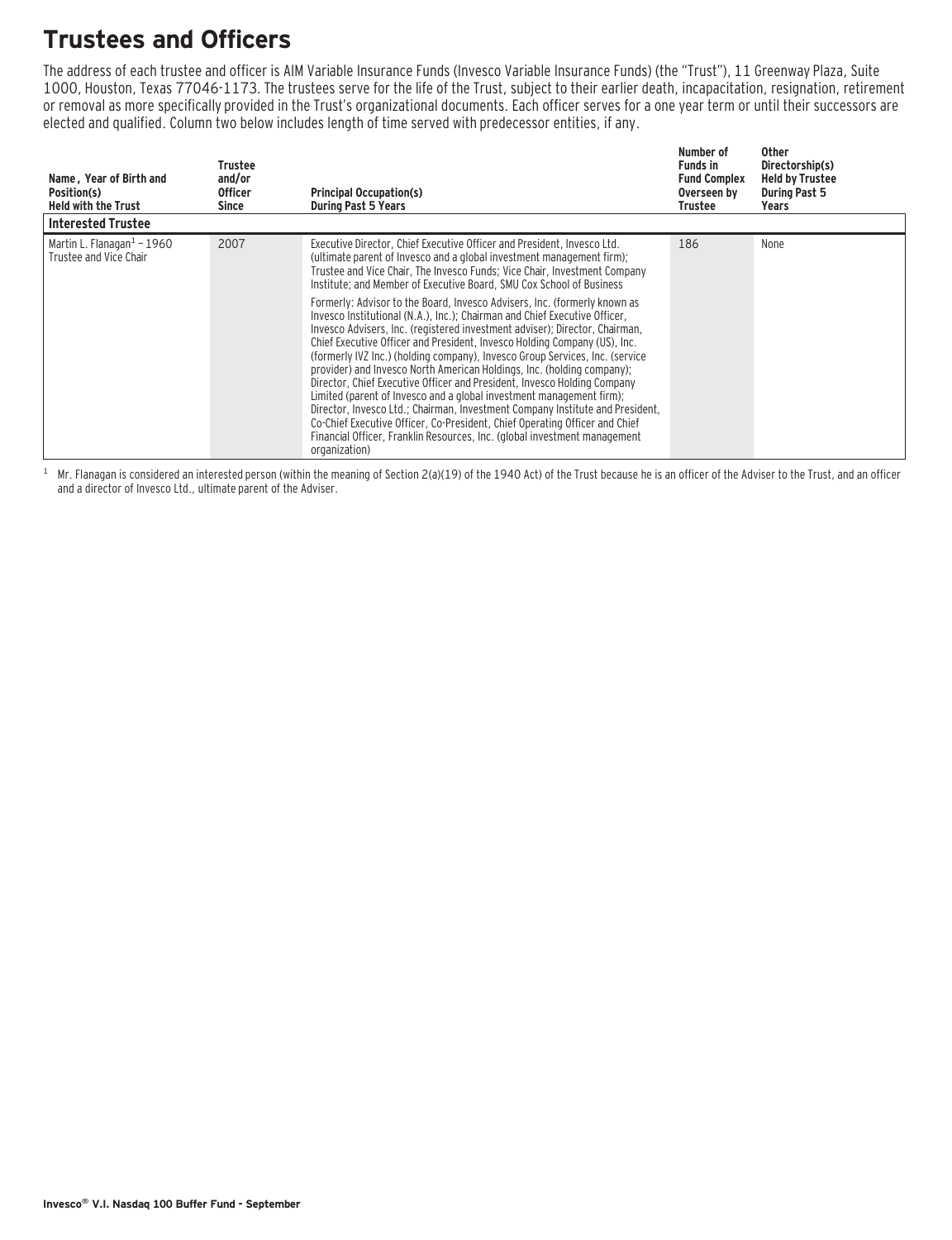# Trustees and Officers

The address of each trustee and officer is AIM Variable Insurance Funds (Invesco Variable Insurance Funds) (the "Trust"), 11 Greenway Plaza, Suite 1000, Houston, Texas 77046-1173. The trustees serve for the life of the Trust, subject to their earlier death, incapacitation, resignation, retirement or removal as more specifically provided in the Trust's organizational documents. Each officer serves for a one year term or until their successors are elected and qualified. Column two below includes length of time served with predecessor entities, if any.

| Name, Year of Birth and Position(s) Held with the Trust | Trustee and/or Officer Since | Principal Occupation(s) During Past 5 Years | Number of Funds in Fund Complex Overseen by Trustee | Other Directorship(s) Held by Trustee During Past 5 Years |
|---|---|---|---|---|
| **Interested Trustee** | | | | |
| Martin L. Flanagan[1] – 1960 Trustee and Vice Chair | 2007 | Executive Director, Chief Executive Officer and President, Invesco Ltd. (ultimate parent of Invesco and a global investment management firm); Trustee and Vice Chair, The Invesco Funds; Vice Chair, Investment Company Institute; and Member of Executive Board, SMU Cox School of Business<br><br>Formerly: Advisor to the Board, Invesco Advisers, Inc. (formerly known as Invesco Institutional (N.A.), Inc.); Chairman and Chief Executive Officer, Invesco Advisers, Inc. (registered investment adviser); Director, Chairman, Chief Executive Officer and President, Invesco Holding Company (US), Inc. (formerly IVZ Inc.) (holding company), Invesco Group Services, Inc. (service provider) and Invesco North American Holdings, Inc. (holding company); Director, Chief Executive Officer and President, Invesco Holding Company Limited (parent of Invesco and a global investment management firm); Director, Invesco Ltd.; Chairman, Investment Company Institute and President, Co-Chief Executive Officer, Co-President, Chief Operating Officer and Chief Financial Officer, Franklin Resources, Inc. (global investment management organization) | 186 | None |

[1] Mr. Flanagan is considered an interested person (within the meaning of Section 2(a)(19) of the 1940 Act) of the Trust because he is an officer of the Adviser to the Trust, and an officer and a director of Invesco Ltd., ultimate parent of the Adviser.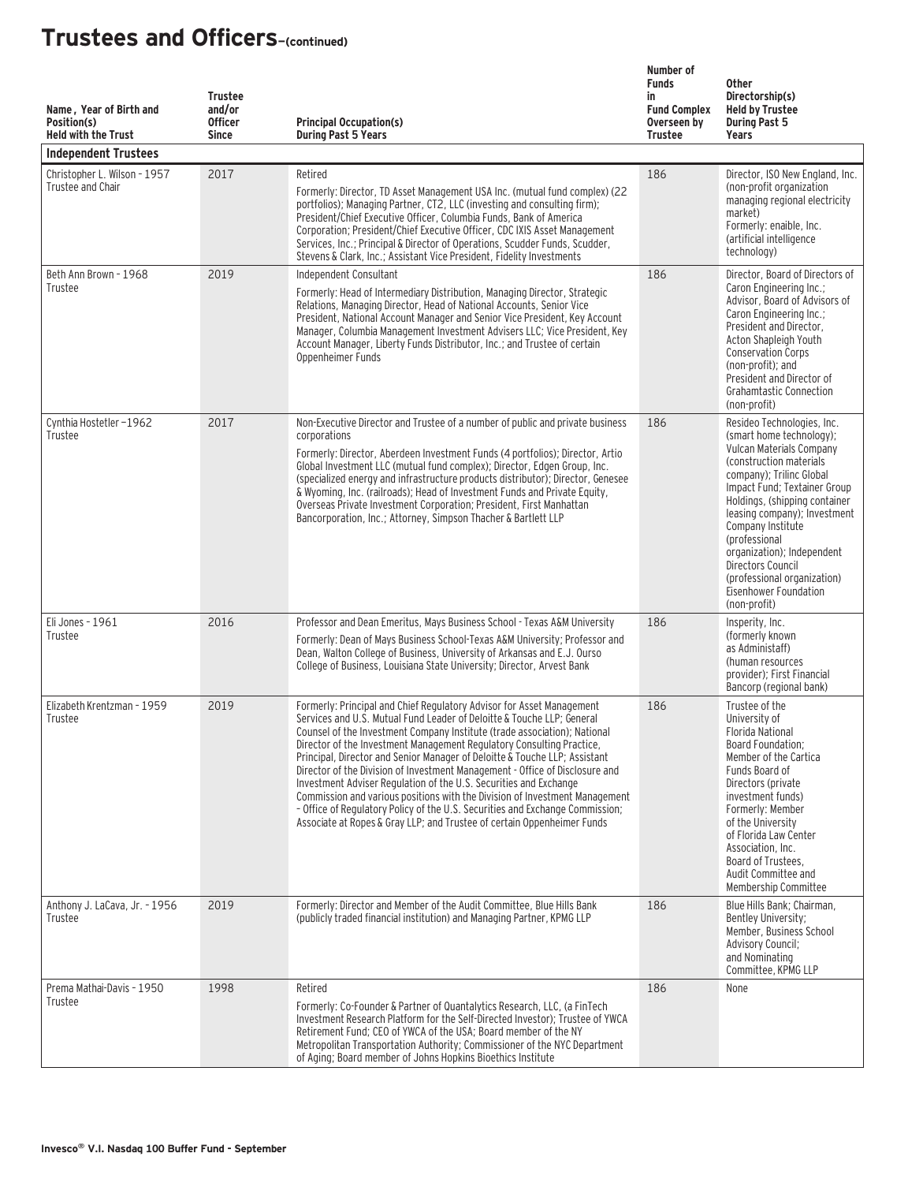# Trustees and Officers–(continued)

| Name, Year of Birth and Position(s) Held with the Trust | Trustee and/or Officer Since | Principal Occupation(s) During Past 5 Years | Number of Funds in Fund Complex Overseen by Trustee | Other Directorship(s) Held by Trustee During Past 5 Years |
|---|---|---|---|---|
| **Independent Trustees** | | | | |
| Christopher L. Wilson - 1957 Trustee and Chair | 2017 | Retired<br>Formerly: Director, TD Asset Management USA Inc. (mutual fund complex) (22 portfolios); Managing Partner, CT2, LLC (investing and consulting firm); President/Chief Executive Officer, Columbia Funds, Bank of America Corporation; President/Chief Executive Officer, CDC IXIS Asset Management Services, Inc.; Principal & Director of Operations, Scudder Funds, Scudder, Stevens & Clark, Inc.; Assistant Vice President, Fidelity Investments | 186 | Director, ISO New England, Inc. (non-profit organization managing regional electricity market)<br>Formerly: enaible, Inc. (artificial intelligence technology) |
| Beth Ann Brown - 1968 Trustee | 2019 | Independent Consultant<br>Formerly: Head of Intermediary Distribution, Managing Director, Strategic Relations, Managing Director, Head of National Accounts, Senior Vice President, National Account Manager and Senior Vice President, Key Account Manager, Columbia Management Investment Advisers LLC; Vice President, Key Account Manager, Liberty Funds Distributor, Inc.; and Trustee of certain Oppenheimer Funds | 186 | Director, Board of Directors of Caron Engineering Inc.; Advisor, Board of Advisors of Caron Engineering Inc.; President and Director, Acton Shapleigh Youth Conservation Corps (non-profit); and President and Director of Grahamtastic Connection (non-profit) |
| Cynthia Hostetler –1962 Trustee | 2017 | Non-Executive Director and Trustee of a number of public and private business corporations<br>Formerly: Director, Aberdeen Investment Funds (4 portfolios); Director, Artio Global Investment LLC (mutual fund complex); Director, Edgen Group, Inc. (specialized energy and infrastructure products distributor); Director, Genesee & Wyoming, Inc. (railroads); Head of Investment Funds and Private Equity, Overseas Private Investment Corporation; President, First Manhattan Bancorporation, Inc.; Attorney, Simpson Thacher & Bartlett LLP | 186 | Resideo Technologies, Inc. (smart home technology); Vulcan Materials Company (construction materials company); Trilinc Global Impact Fund; Textainer Group Holdings, (shipping container leasing company); Investment Company Institute (professional organization); Independent Directors Council (professional organization) Eisenhower Foundation (non-profit) |
| Eli Jones - 1961 Trustee | 2016 | Professor and Dean Emeritus, Mays Business School - Texas A&M University<br>Formerly: Dean of Mays Business School-Texas A&M University; Professor and Dean, Walton College of Business, University of Arkansas and E.J. Ourso College of Business, Louisiana State University; Director, Arvest Bank | 186 | Insperity, Inc. (formerly known as Administaff) (human resources provider); First Financial Bancorp (regional bank) |
| Elizabeth Krentzman - 1959 Trustee | 2019 | Formerly: Principal and Chief Regulatory Advisor for Asset Management Services and U.S. Mutual Fund Leader of Deloitte & Touche LLP; General Counsel of the Investment Company Institute (trade association); National Director of the Investment Management Regulatory Consulting Practice, Principal, Director and Senior Manager of Deloitte & Touche LLP; Assistant Director of the Division of Investment Management - Office of Disclosure and Investment Adviser Regulation of the U.S. Securities and Exchange Commission and various positions with the Division of Investment Management – Office of Regulatory Policy of the U.S. Securities and Exchange Commission; Associate at Ropes & Gray LLP; and Trustee of certain Oppenheimer Funds | 186 | Trustee of the University of Florida National Board Foundation; Member of the Cartica Funds Board of Directors (private investment funds)<br>Formerly: Member of the University of Florida Law Center Association, Inc. Board of Trustees, Audit Committee and Membership Committee |
| Anthony J. LaCava, Jr. - 1956 Trustee | 2019 | Formerly: Director and Member of the Audit Committee, Blue Hills Bank (publicly traded financial institution) and Managing Partner, KPMG LLP | 186 | Blue Hills Bank; Chairman, Bentley University; Member, Business School Advisory Council; and Nominating Committee, KPMG LLP |
| Prema Mathai-Davis - 1950 Trustee | 1998 | Retired<br>Formerly: Co-Founder & Partner of Quantalytics Research, LLC, (a FinTech Investment Research Platform for the Self-Directed Investor); Trustee of YWCA Retirement Fund; CEO of YWCA of the USA; Board member of the NY Metropolitan Transportation Authority; Commissioner of the NYC Department of Aging; Board member of Johns Hopkins Bioethics Institute | 186 | None |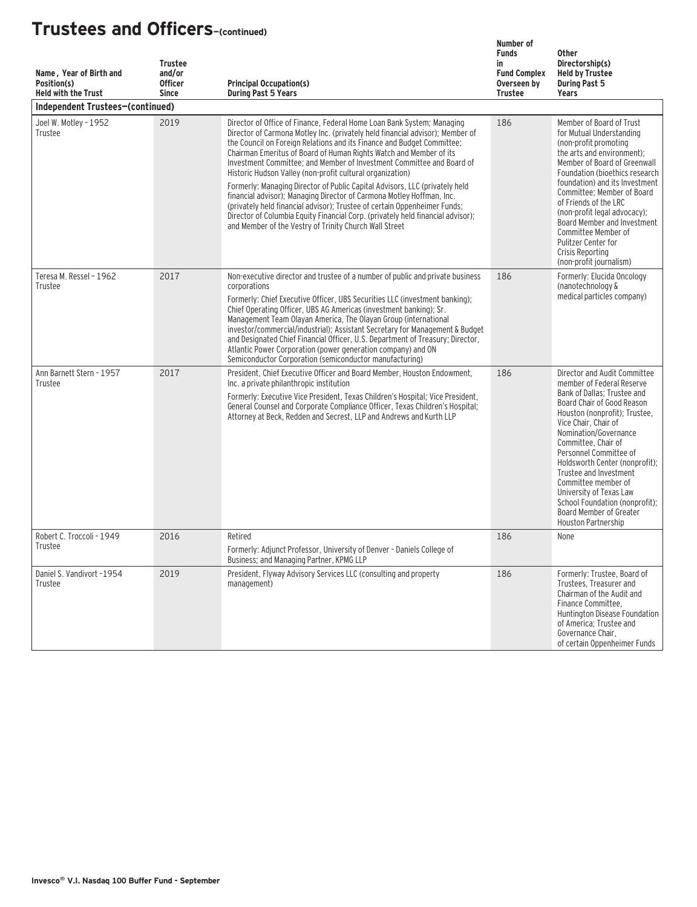# Trustees and Officers–(continued)

| Name, Year of Birth and Position(s) Held with the Trust | Trustee and/or Officer Since | Principal Occupation(s) During Past 5 Years | Number of Funds in Fund Complex Overseen by Trustee | Other Directorship(s) Held by Trustee During Past 5 Years |
|---|---|---|---|---|
| **Independent Trustees–(continued)** | | | | |
| Joel W. Motley - 1952 Trustee | 2019 | Director of Office of Finance, Federal Home Loan Bank System; Managing Director of Carmona Motley Inc. (privately held financial advisor); Member of the Council on Foreign Relations and its Finance and Budget Committee; Chairman Emeritus of Board of Human Rights Watch and Member of its Investment Committee; and Member of Investment Committee and Board of Historic Hudson Valley (non-profit cultural organization)<br>Formerly: Managing Director of Public Capital Advisors, LLC (privately held financial advisor); Managing Director of Carmona Motley Hoffman, Inc. (privately held financial advisor); Trustee of certain Oppenheimer Funds; Director of Columbia Equity Financial Corp. (privately held financial advisor); and Member of the Vestry of Trinity Church Wall Street | 186 | Member of Board of Trust for Mutual Understanding (non-profit promoting the arts and environment); Member of Board of Greenwall Foundation (bioethics research foundation) and its Investment Committee; Member of Board of Friends of the LRC (non-profit legal advocacy); Board Member and Investment Committee Member of Pulitzer Center for Crisis Reporting (non-profit journalism) |
| Teresa M. Ressel – 1962 Trustee | 2017 | Non-executive director and trustee of a number of public and private business corporations<br>Formerly: Chief Executive Officer, UBS Securities LLC (investment banking); Chief Operating Officer, UBS AG Americas (investment banking); Sr. Management Team Olayan America, The Olayan Group (international investor/commercial/industrial); Assistant Secretary for Management & Budget and Designated Chief Financial Officer, U.S. Department of Treasury; Director, Atlantic Power Corporation (power generation company) and ON Semiconductor Corporation (semiconductor manufacturing) | 186 | Formerly: Elucida Oncology (nanotechnology & medical particles company) |
| Ann Barnett Stern - 1957 Trustee | 2017 | President, Chief Executive Officer and Board Member, Houston Endowment, Inc. a private philanthropic institution<br>Formerly: Executive Vice President, Texas Children's Hospital; Vice President, General Counsel and Corporate Compliance Officer, Texas Children's Hospital; Attorney at Beck, Redden and Secrest, LLP and Andrews and Kurth LLP | 186 | Director and Audit Committee member of Federal Reserve Bank of Dallas; Trustee and Board Chair of Good Reason Houston (nonprofit); Trustee, Vice Chair, Chair of Nomination/Governance Committee, Chair of Personnel Committee of Holdsworth Center (nonprofit); Trustee and Investment Committee member of University of Texas Law School Foundation (nonprofit); Board Member of Greater Houston Partnership |
| Robert C. Troccoli - 1949 Trustee | 2016 | Retired<br>Formerly: Adjunct Professor, University of Denver – Daniels College of Business; and Managing Partner, KPMG LLP | 186 | None |
| Daniel S. Vandivort -1954 Trustee | 2019 | President, Flyway Advisory Services LLC (consulting and property management) | 186 | Formerly: Trustee, Board of Trustees, Treasurer and Chairman of the Audit and Finance Committee, Huntington Disease Foundation of America; Trustee and Governance Chair, of certain Oppenheimer Funds |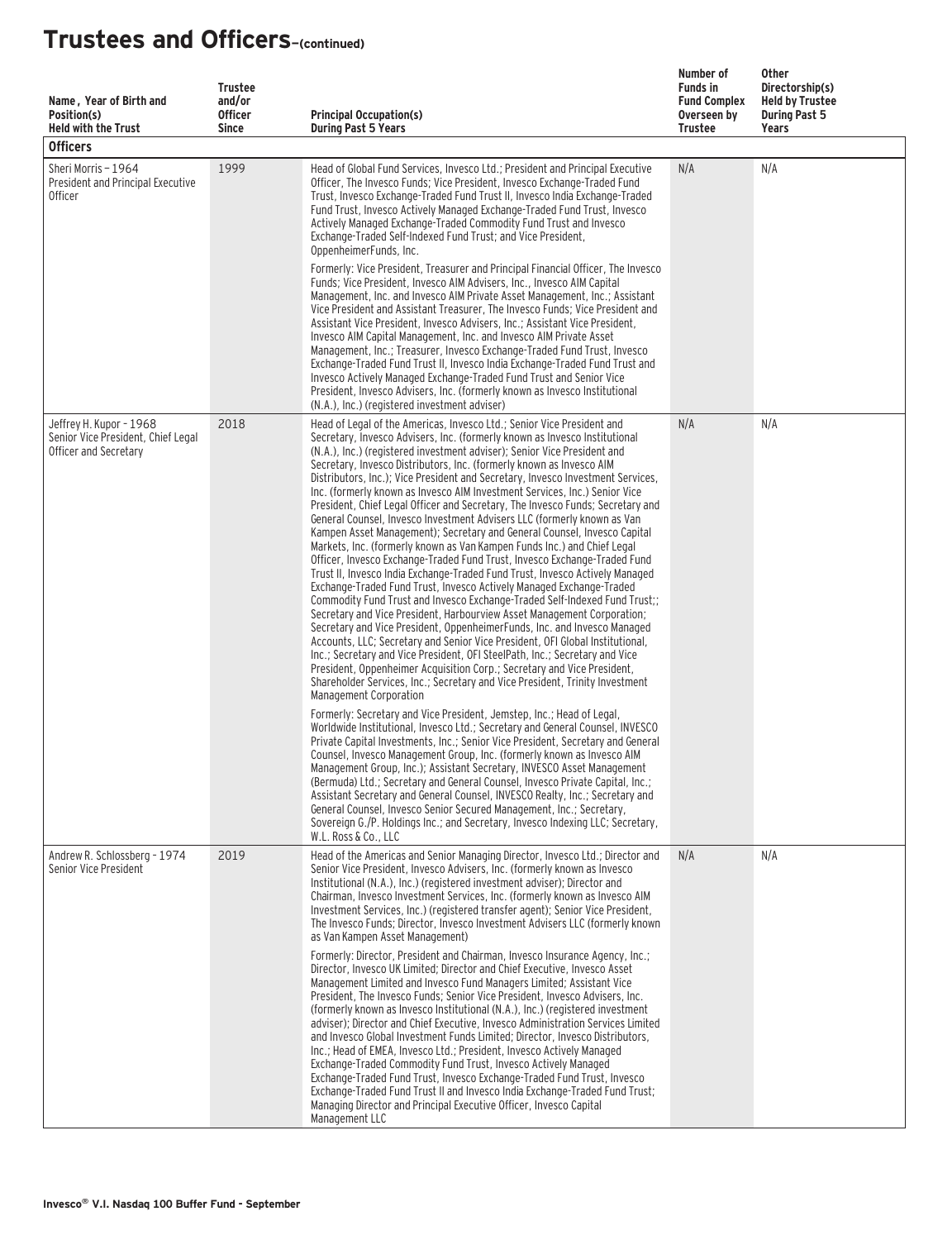# Trustees and Officers–(continued)

| Name, Year of Birth and Position(s) Held with the Trust | Trustee and/or Officer Since | Principal Occupation(s) During Past 5 Years | Number of Funds in Fund Complex Overseen by Trustee | Other Directorship(s) Held by Trustee During Past 5 Years |
|---|---|---|---|---|
| **Officers** | | | | |
| Sheri Morris – 1964 President and Principal Executive Officer | 1999 | Head of Global Fund Services, Invesco Ltd.; President and Principal Executive Officer, The Invesco Funds; Vice President, Invesco Exchange-Traded Fund Trust, Invesco Exchange-Traded Fund Trust II, Invesco India Exchange-Traded Fund Trust, Invesco Actively Managed Exchange-Traded Fund Trust, Invesco Actively Managed Exchange-Traded Commodity Fund Trust and Invesco Exchange-Traded Self-Indexed Fund Trust; and Vice President, OppenheimerFunds, Inc. Formerly: Vice President, Treasurer and Principal Financial Officer, The Invesco Funds; Vice President, Invesco AIM Advisers, Inc., Invesco AIM Capital Management, Inc. and Invesco AIM Private Asset Management, Inc.; Assistant Vice President and Assistant Treasurer, The Invesco Funds; Vice President and Assistant Vice President, Invesco Advisers, Inc.; Assistant Vice President, Invesco AIM Capital Management, Inc. and Invesco AIM Private Asset Management, Inc.; Treasurer, Invesco Exchange-Traded Fund Trust, Invesco Exchange-Traded Fund Trust II, Invesco India Exchange-Traded Fund Trust and Invesco Actively Managed Exchange-Traded Fund Trust and Senior Vice President, Invesco Advisers, Inc. (formerly known as Invesco Institutional (N.A.), Inc.) (registered investment adviser) | N/A | N/A |
| Jeffrey H. Kupor - 1968 Senior Vice President, Chief Legal Officer and Secretary | 2018 | Head of Legal of the Americas, Invesco Ltd.; Senior Vice President and Secretary, Invesco Advisers, Inc. (formerly known as Invesco Institutional (N.A.), Inc.) (registered investment adviser); Senior Vice President and Secretary, Invesco Distributors, Inc. (formerly known as Invesco AIM Distributors, Inc.); Vice President and Secretary, Invesco Investment Services, Inc. (formerly known as Invesco AIM Investment Services, Inc.) Senior Vice President, Chief Legal Officer and Secretary, The Invesco Funds; Secretary and General Counsel, Invesco Investment Advisers LLC (formerly known as Van Kampen Asset Management); Secretary and General Counsel, Invesco Capital Markets, Inc. (formerly known as Van Kampen Funds Inc.) and Chief Legal Officer, Invesco Exchange-Traded Fund Trust, Invesco Exchange-Traded Fund Trust II, Invesco India Exchange-Traded Fund Trust, Invesco Actively Managed Exchange-Traded Fund Trust, Invesco Actively Managed Exchange-Traded Commodity Fund Trust and Invesco Exchange-Traded Self-Indexed Fund Trust;; Secretary and Vice President, Harbourview Asset Management Corporation; Secretary and Vice President, OppenheimerFunds, Inc. and Invesco Managed Accounts, LLC; Secretary and Senior Vice President, OFI Global Institutional, Inc.; Secretary and Vice President, OFI SteelPath, Inc.; Secretary and Vice President, Oppenheimer Acquisition Corp.; Secretary and Vice President, Shareholder Services, Inc.; Secretary and Vice President, Trinity Investment Management Corporation Formerly: Secretary and Vice President, Jemstep, Inc.; Head of Legal, Worldwide Institutional, Invesco Ltd.; Secretary and General Counsel, INVESCO Private Capital Investments, Inc.; Senior Vice President, Secretary and General Counsel, Invesco Management Group, Inc. (formerly known as Invesco AIM Management Group, Inc.); Assistant Secretary, INVESCO Asset Management (Bermuda) Ltd.; Secretary and General Counsel, Invesco Private Capital, Inc.; Assistant Secretary and General Counsel, INVESCO Realty, Inc.; Secretary and General Counsel, Invesco Senior Secured Management, Inc.; Secretary, Sovereign G./P. Holdings Inc.; and Secretary, Invesco Indexing LLC; Secretary, W.L. Ross & Co., LLC | N/A | N/A |
| Andrew R. Schlossberg - 1974 Senior Vice President | 2019 | Head of the Americas and Senior Managing Director, Invesco Ltd.; Director and Senior Vice President, Invesco Advisers, Inc. (formerly known as Invesco Institutional (N.A.), Inc.) (registered investment adviser); Director and Chairman, Invesco Investment Services, Inc. (formerly known as Invesco AIM Investment Services, Inc.) (registered transfer agent); Senior Vice President, The Invesco Funds; Director, Invesco Investment Advisers LLC (formerly known as Van Kampen Asset Management) Formerly: Director, President and Chairman, Invesco Insurance Agency, Inc.; Director, Invesco UK Limited; Director and Chief Executive, Invesco Asset Management Limited and Invesco Fund Managers Limited; Assistant Vice President, The Invesco Funds; Senior Vice President, Invesco Advisers, Inc. (formerly known as Invesco Institutional (N.A.), Inc.) (registered investment adviser); Director and Chief Executive, Invesco Administration Services Limited and Invesco Global Investment Funds Limited; Director, Invesco Distributors, Inc.; Head of EMEA, Invesco Ltd.; President, Invesco Actively Managed Exchange-Traded Commodity Fund Trust, Invesco Actively Managed Exchange-Traded Fund Trust, Invesco Exchange-Traded Fund Trust, Invesco Exchange-Traded Fund Trust II and Invesco India Exchange-Traded Fund Trust; Managing Director and Principal Executive Officer, Invesco Capital Management LLC | N/A | N/A |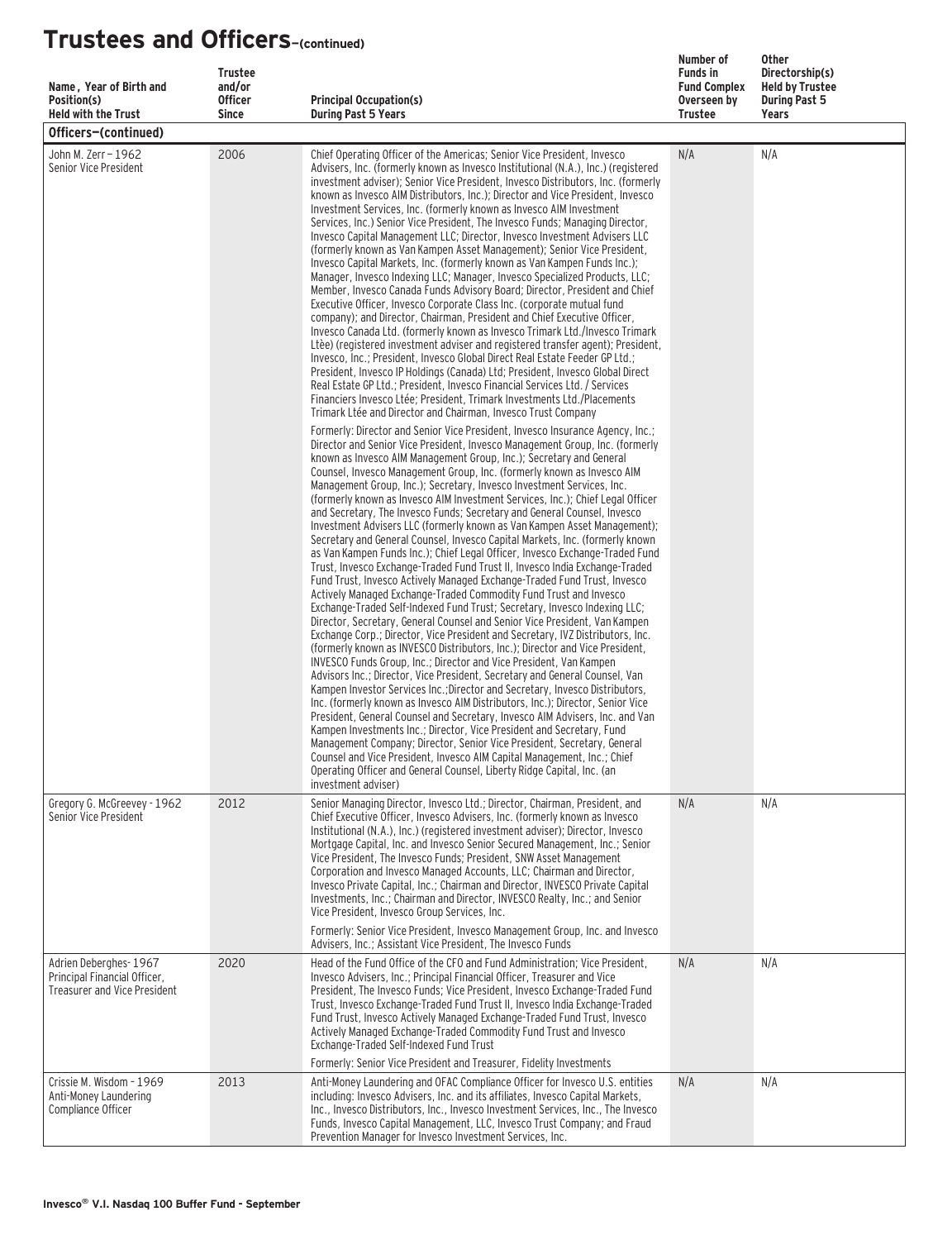# Trustees and Officers–(continued)

| Name, Year of Birth and Position(s) Held with the Trust | Trustee and/or Officer Since | Principal Occupation(s) During Past 5 Years | Number of Funds in Fund Complex Overseen by Trustee | Other Directorship(s) Held by Trustee During Past 5 Years |
|---|---|---|---|---|
| **Officers–(continued)** | | | | |
| John M. Zerr – 1962<br>Senior Vice President | 2006 | Chief Operating Officer of the Americas; Senior Vice President, Invesco Advisers, Inc. (formerly known as Invesco Institutional (N.A.), Inc.) (registered investment adviser); Senior Vice President, Invesco Distributors, Inc. (formerly known as Invesco AIM Distributors, Inc.); Director and Vice President, Invesco Investment Services, Inc. (formerly known as Invesco AIM Investment Services, Inc.) Senior Vice President, The Invesco Funds; Managing Director, Invesco Capital Management LLC; Director, Invesco Investment Advisers LLC (formerly known as Van Kampen Asset Management); Senior Vice President, Invesco Capital Markets, Inc. (formerly known as Van Kampen Funds Inc.); Manager, Invesco Indexing LLC; Manager, Invesco Specialized Products, LLC; Member, Invesco Canada Funds Advisory Board; Director, President and Chief Executive Officer, Invesco Corporate Class Inc. (corporate mutual fund company); and Director, Chairman, President and Chief Executive Officer, Invesco Canada Ltd. (formerly known as Invesco Trimark Ltd./Invesco Trimark Ltèe) (registered investment adviser and registered transfer agent); President, Invesco, Inc.; President, Invesco Global Direct Real Estate Feeder GP Ltd.; President, Invesco IP Holdings (Canada) Ltd; President, Invesco Global Direct Real Estate GP Ltd.; President, Invesco Financial Services Ltd. / Services Financiers Invesco Ltée; President, Trimark Investments Ltd./Placements Trimark Ltée and Director and Chairman, Invesco Trust Company<br><br>Formerly: Director and Senior Vice President, Invesco Insurance Agency, Inc.; Director and Senior Vice President, Invesco Management Group, Inc. (formerly known as Invesco AIM Management Group, Inc.); Secretary and General Counsel, Invesco Management Group, Inc. (formerly known as Invesco AIM Management Group, Inc.); Secretary, Invesco Investment Services, Inc. (formerly known as Invesco AIM Investment Services, Inc.); Chief Legal Officer and Secretary, The Invesco Funds; Secretary and General Counsel, Invesco Investment Advisers LLC (formerly known as Van Kampen Asset Management); Secretary and General Counsel, Invesco Capital Markets, Inc. (formerly known as Van Kampen Funds Inc.); Chief Legal Officer, Invesco Exchange-Traded Fund Trust, Invesco Exchange-Traded Fund Trust II, Invesco India Exchange-Traded Fund Trust, Invesco Actively Managed Exchange-Traded Fund Trust, Invesco Actively Managed Exchange-Traded Commodity Fund Trust and Invesco Exchange-Traded Self-Indexed Fund Trust; Secretary, Invesco Indexing LLC; Director, Secretary, General Counsel and Senior Vice President, Van Kampen Exchange Corp.; Director, Vice President and Secretary, IVZ Distributors, Inc. (formerly known as INVESCO Distributors, Inc.); Director and Vice President, INVESCO Funds Group, Inc.; Director and Vice President, Van Kampen Advisors Inc.; Director, Vice President, Secretary and General Counsel, Van Kampen Investor Services Inc.;Director and Secretary, Invesco Distributors, Inc. (formerly known as Invesco AIM Distributors, Inc.); Director, Senior Vice President, General Counsel and Secretary, Invesco AIM Advisers, Inc. and Van Kampen Investments Inc.; Director, Vice President and Secretary, Fund Management Company; Director, Senior Vice President, Secretary, General Counsel and Vice President, Invesco AIM Capital Management, Inc.; Chief Operating Officer and General Counsel, Liberty Ridge Capital, Inc. (an investment adviser) | N/A | N/A |
| Gregory G. McGreevey - 1962<br>Senior Vice President | 2012 | Senior Managing Director, Invesco Ltd.; Director, Chairman, President, and Chief Executive Officer, Invesco Advisers, Inc. (formerly known as Invesco Institutional (N.A.), Inc.) (registered investment adviser); Director, Invesco Mortgage Capital, Inc. and Invesco Senior Secured Management, Inc.; Senior Vice President, The Invesco Funds; President, SNW Asset Management Corporation and Invesco Managed Accounts, LLC; Chairman and Director, Invesco Private Capital, Inc.; Chairman and Director, INVESCO Private Capital Investments, Inc.; Chairman and Director, INVESCO Realty, Inc.; and Senior Vice President, Invesco Group Services, Inc.<br><br>Formerly: Senior Vice President, Invesco Management Group, Inc. and Invesco Advisers, Inc.; Assistant Vice President, The Invesco Funds | N/A | N/A |
| Adrien Deberghes- 1967<br>Principal Financial Officer, Treasurer and Vice President | 2020 | Head of the Fund Office of the CFO and Fund Administration; Vice President, Invesco Advisers, Inc.; Principal Financial Officer, Treasurer and Vice President, The Invesco Funds; Vice President, Invesco Exchange-Traded Fund Trust, Invesco Exchange-Traded Fund Trust II, Invesco India Exchange-Traded Fund Trust, Invesco Actively Managed Exchange-Traded Fund Trust, Invesco Actively Managed Exchange-Traded Commodity Fund Trust and Invesco Exchange-Traded Self-Indexed Fund Trust<br><br>Formerly: Senior Vice President and Treasurer, Fidelity Investments | N/A | N/A |
| Crissie M. Wisdom - 1969<br>Anti-Money Laundering Compliance Officer | 2013 | Anti-Money Laundering and OFAC Compliance Officer for Invesco U.S. entities including: Invesco Advisers, Inc. and its affiliates, Invesco Capital Markets, Inc., Invesco Distributors, Inc., Invesco Investment Services, Inc., The Invesco Funds, Invesco Capital Management, LLC, Invesco Trust Company; and Fraud Prevention Manager for Invesco Investment Services, Inc. | N/A | N/A |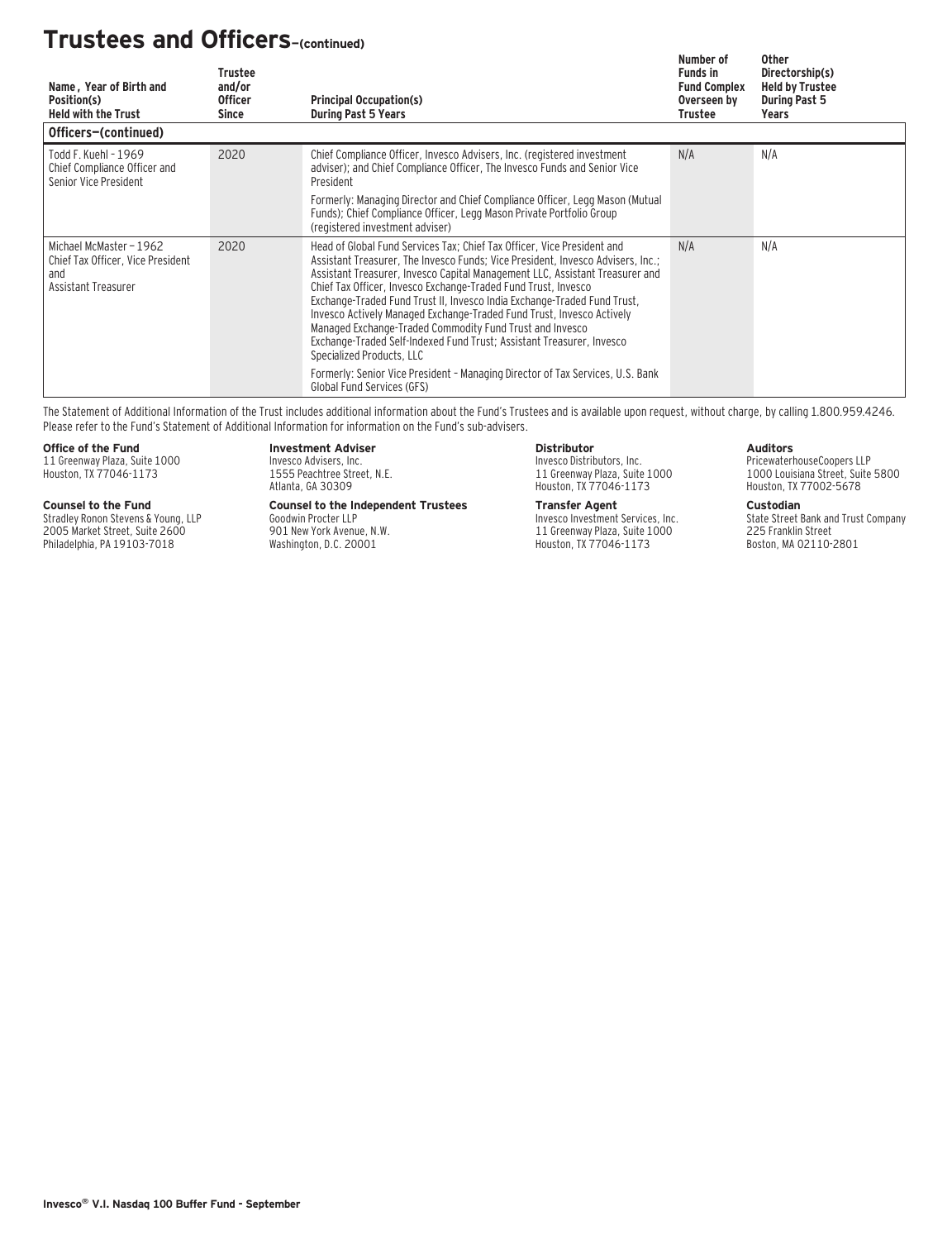# Trustees and Officers—(continued)

| Name, Year of Birth and Position(s) Held with the Trust | Trustee and/or Officer Since | Principal Occupation(s) During Past 5 Years | Number of Funds in Fund Complex Overseen by Trustee | Other Directorship(s) Held by Trustee During Past 5 Years |
|---|---|---|---|---|
| **Officers—(continued)** | | | | |
| Todd F. Kuehl - 1969<br>Chief Compliance Officer and Senior Vice President | 2020 | Chief Compliance Officer, Invesco Advisers, Inc. (registered investment adviser); and Chief Compliance Officer, The Invesco Funds and Senior Vice President<br><br>Formerly: Managing Director and Chief Compliance Officer, Legg Mason (Mutual Funds); Chief Compliance Officer, Legg Mason Private Portfolio Group (registered investment adviser) | N/A | N/A |
| Michael McMaster – 1962<br>Chief Tax Officer, Vice President and Assistant Treasurer | 2020 | Head of Global Fund Services Tax; Chief Tax Officer, Vice President and Assistant Treasurer, The Invesco Funds; Vice President, Invesco Advisers, Inc.; Assistant Treasurer, Invesco Capital Management LLC, Assistant Treasurer and Chief Tax Officer, Invesco Exchange-Traded Fund Trust, Invesco Exchange-Traded Fund Trust II, Invesco India Exchange-Traded Fund Trust, Invesco Actively Managed Exchange-Traded Fund Trust, Invesco Actively Managed Exchange-Traded Commodity Fund Trust and Invesco Exchange-Traded Self-Indexed Fund Trust; Assistant Treasurer, Invesco Specialized Products, LLC<br><br>Formerly: Senior Vice President - Managing Director of Tax Services, U.S. Bank Global Fund Services (GFS) | N/A | N/A |

The Statement of Additional Information of the Trust includes additional information about the Fund's Trustees and is available upon request, without charge, by calling 1.800.959.4246. Please refer to the Fund's Statement of Additional Information for information on the Fund's sub-advisers.

**Office of the Fund**
11 Greenway Plaza, Suite 1000
Houston, TX 77046-1173

**Counsel to the Fund**
Stradley Ronon Stevens & Young, LLP
2005 Market Street, Suite 2600
Philadelphia, PA 19103-7018

**Investment Adviser**
Invesco Advisers, Inc.
1555 Peachtree Street, N.E.
Atlanta, GA 30309

**Counsel to the Independent Trustees**
Goodwin Procter LLP
901 New York Avenue, N.W.
Washington, D.C. 20001

**Distributor**
Invesco Distributors, Inc.
11 Greenway Plaza, Suite 1000
Houston, TX 77046-1173

**Transfer Agent**
Invesco Investment Services, Inc.
11 Greenway Plaza, Suite 1000
Houston, TX 77046-1173

**Auditors**
PricewaterhouseCoopers LLP
1000 Louisiana Street, Suite 5800
Houston, TX 77002-5678

**Custodian**
State Street Bank and Trust Company
225 Franklin Street
Boston, MA 02110-2801